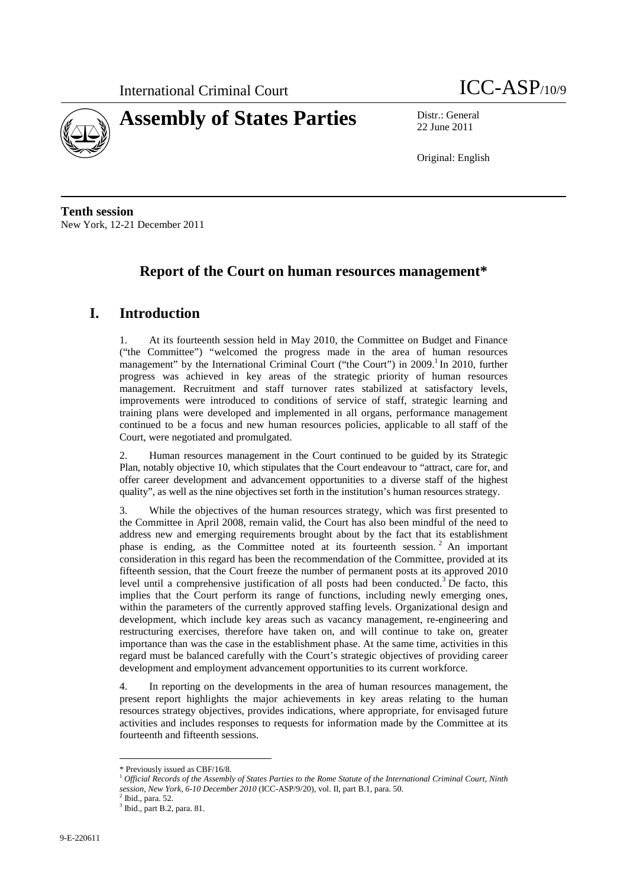International Criminal Court

ICC-ASP/10/9

# Assembly of States Parties

Distr.: General
22 June 2011

Original: English

**Tenth session**
New York, 12-21 December 2011

## Report of the Court on human resources management*

## I. Introduction

1. At its fourteenth session held in May 2010, the Committee on Budget and Finance ("the Committee") "welcomed the progress made in the area of human resources management" by the International Criminal Court ("the Court") in 2009.[1] In 2010, further progress was achieved in key areas of the strategic priority of human resources management. Recruitment and staff turnover rates stabilized at satisfactory levels, improvements were introduced to conditions of service of staff, strategic learning and training plans were developed and implemented in all organs, performance management continued to be a focus and new human resources policies, applicable to all staff of the Court, were negotiated and promulgated.

2. Human resources management in the Court continued to be guided by its Strategic Plan, notably objective 10, which stipulates that the Court endeavour to "attract, care for, and offer career development and advancement opportunities to a diverse staff of the highest quality", as well as the nine objectives set forth in the institution's human resources strategy.

3. While the objectives of the human resources strategy, which was first presented to the Committee in April 2008, remain valid, the Court has also been mindful of the need to address new and emerging requirements brought about by the fact that its establishment phase is ending, as the Committee noted at its fourteenth session.[2] An important consideration in this regard has been the recommendation of the Committee, provided at its fifteenth session, that the Court freeze the number of permanent posts at its approved 2010 level until a comprehensive justification of all posts had been conducted.[3] De facto, this implies that the Court perform its range of functions, including newly emerging ones, within the parameters of the currently approved staffing levels. Organizational design and development, which include key areas such as vacancy management, re-engineering and restructuring exercises, therefore have taken on, and will continue to take on, greater importance than was the case in the establishment phase. At the same time, activities in this regard must be balanced carefully with the Court's strategic objectives of providing career development and employment advancement opportunities to its current workforce.

4. In reporting on the developments in the area of human resources management, the present report highlights the major achievements in key areas relating to the human resources strategy objectives, provides indications, where appropriate, for envisaged future activities and includes responses to requests for information made by the Committee at its fourteenth and fifteenth sessions.

---

\* Previously issued as CBF/16/8.

[1] *Official Records of the Assembly of States Parties to the Rome Statute of the International Criminal Court, Ninth session, New York, 6-10 December 2010* (ICC-ASP/9/20), vol. II, part B.1, para. 50.

[2] Ibid., para. 52.

[3] Ibid., part B.2, para. 81.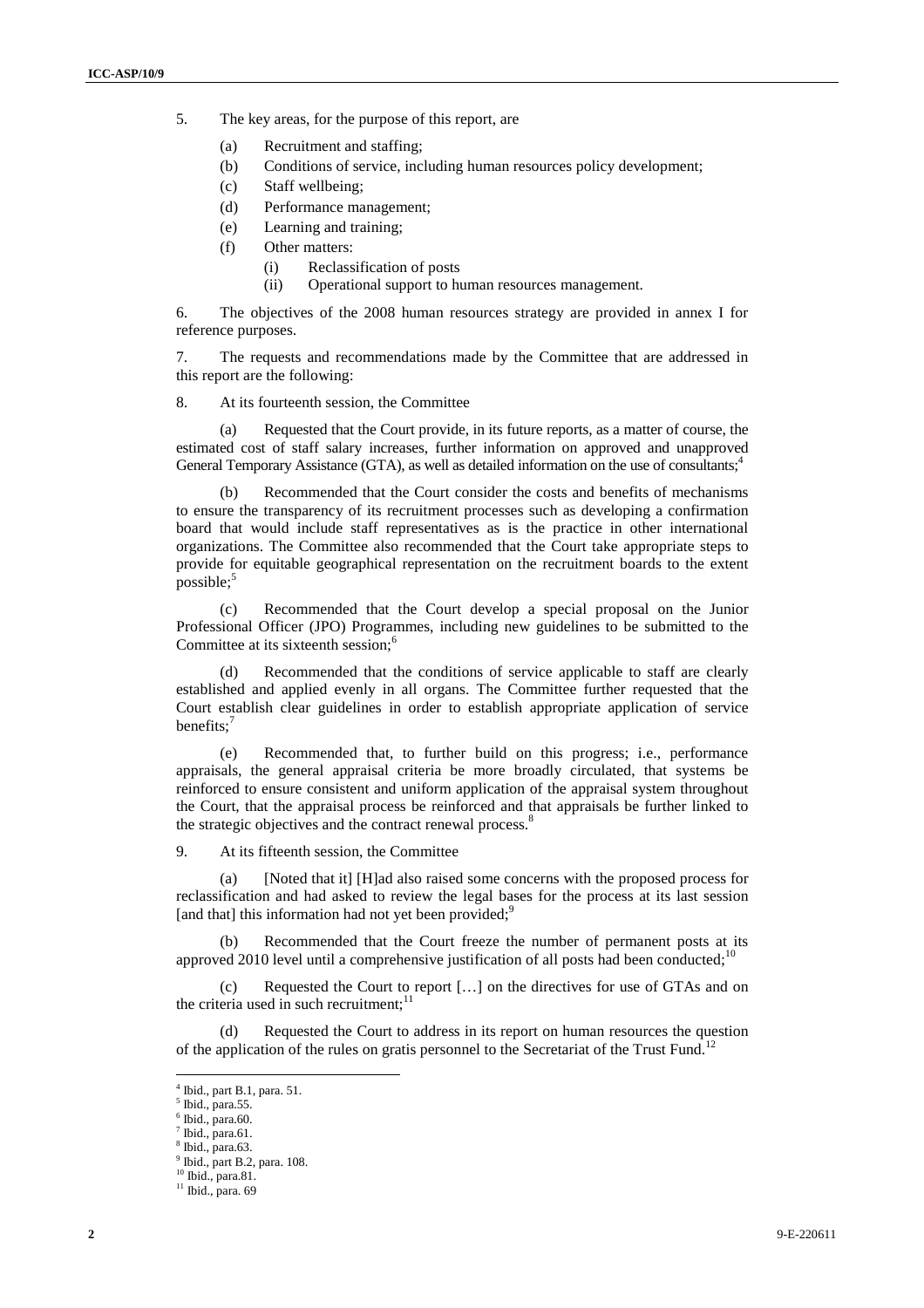5. The key areas, for the purpose of this report, are

(a) Recruitment and staffing;

(b) Conditions of service, including human resources policy development;

(c) Staff wellbeing;

(d) Performance management;

(e) Learning and training;

(f) Other matters:

(i) Reclassification of posts

(ii) Operational support to human resources management.

6. The objectives of the 2008 human resources strategy are provided in annex I for reference purposes.

7. The requests and recommendations made by the Committee that are addressed in this report are the following:

8. At its fourteenth session, the Committee

(a) Requested that the Court provide, in its future reports, as a matter of course, the estimated cost of staff salary increases, further information on approved and unapproved General Temporary Assistance (GTA), as well as detailed information on the use of consultants;[4]

(b) Recommended that the Court consider the costs and benefits of mechanisms to ensure the transparency of its recruitment processes such as developing a confirmation board that would include staff representatives as is the practice in other international organizations. The Committee also recommended that the Court take appropriate steps to provide for equitable geographical representation on the recruitment boards to the extent possible;[5]

(c) Recommended that the Court develop a special proposal on the Junior Professional Officer (JPO) Programmes, including new guidelines to be submitted to the Committee at its sixteenth session;[6]

(d) Recommended that the conditions of service applicable to staff are clearly established and applied evenly in all organs. The Committee further requested that the Court establish clear guidelines in order to establish appropriate application of service benefits;[7]

(e) Recommended that, to further build on this progress; i.e., performance appraisals, the general appraisal criteria be more broadly circulated, that systems be reinforced to ensure consistent and uniform application of the appraisal system throughout the Court, that the appraisal process be reinforced and that appraisals be further linked to the strategic objectives and the contract renewal process.[8]

9. At its fifteenth session, the Committee

(a) [Noted that it] [H]ad also raised some concerns with the proposed process for reclassification and had asked to review the legal bases for the process at its last session [and that] this information had not yet been provided;[9]

(b) Recommended that the Court freeze the number of permanent posts at its approved 2010 level until a comprehensive justification of all posts had been conducted;[10]

(c) Requested the Court to report […] on the directives for use of GTAs and on the criteria used in such recruitment;[11]

(d) Requested the Court to address in its report on human resources the question of the application of the rules on gratis personnel to the Secretariat of the Trust Fund.[12]

---

[4] Ibid., part B.1, para. 51.

[5] Ibid., para.55.

[6] Ibid., para.60.

[7] Ibid., para.61.

[8] Ibid., para.63.

[9] Ibid., part B.2, para. 108.

[10] Ibid., para.81.

[11] Ibid., para. 69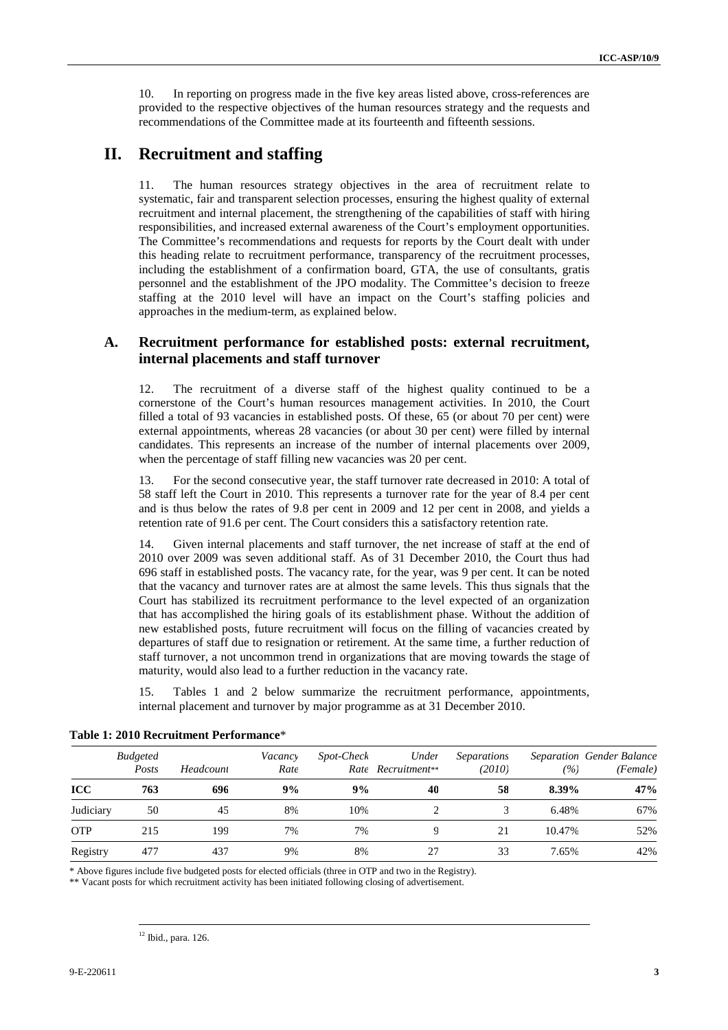10. In reporting on progress made in the five key areas listed above, cross-references are provided to the respective objectives of the human resources strategy and the requests and recommendations of the Committee made at its fourteenth and fifteenth sessions.

# II. Recruitment and staffing

11. The human resources strategy objectives in the area of recruitment relate to systematic, fair and transparent selection processes, ensuring the highest quality of external recruitment and internal placement, the strengthening of the capabilities of staff with hiring responsibilities, and increased external awareness of the Court's employment opportunities. The Committee's recommendations and requests for reports by the Court dealt with under this heading relate to recruitment performance, transparency of the recruitment processes, including the establishment of a confirmation board, GTA, the use of consultants, gratis personnel and the establishment of the JPO modality. The Committee's decision to freeze staffing at the 2010 level will have an impact on the Court's staffing policies and approaches in the medium-term, as explained below.

## A. Recruitment performance for established posts: external recruitment, internal placements and staff turnover

12. The recruitment of a diverse staff of the highest quality continued to be a cornerstone of the Court's human resources management activities. In 2010, the Court filled a total of 93 vacancies in established posts. Of these, 65 (or about 70 per cent) were external appointments, whereas 28 vacancies (or about 30 per cent) were filled by internal candidates. This represents an increase of the number of internal placements over 2009, when the percentage of staff filling new vacancies was 20 per cent.

13. For the second consecutive year, the staff turnover rate decreased in 2010: A total of 58 staff left the Court in 2010. This represents a turnover rate for the year of 8.4 per cent and is thus below the rates of 9.8 per cent in 2009 and 12 per cent in 2008, and yields a retention rate of 91.6 per cent. The Court considers this a satisfactory retention rate.

14. Given internal placements and staff turnover, the net increase of staff at the end of 2010 over 2009 was seven additional staff. As of 31 December 2010, the Court thus had 696 staff in established posts. The vacancy rate, for the year, was 9 per cent. It can be noted that the vacancy and turnover rates are at almost the same levels. This thus signals that the Court has stabilized its recruitment performance to the level expected of an organization that has accomplished the hiring goals of its establishment phase. Without the addition of new established posts, future recruitment will focus on the filling of vacancies created by departures of staff due to resignation or retirement. At the same time, a further reduction of staff turnover, a not uncommon trend in organizations that are moving towards the stage of maturity, would also lead to a further reduction in the vacancy rate.

15. Tables 1 and 2 below summarize the recruitment performance, appointments, internal placement and turnover by major programme as at 31 December 2010.

**Table 1: 2010 Recruitment Performance***

| | *Budgeted Posts* | *Headcount* | *Vacancy Rate* | *Spot-Check Rate* | *Under Recruitment*** | *Separations (2010)* | *Separation (%)* | *Gender Balance (Female)* |
|---|---|---|---|---|---|---|---|---|
| **ICC** | **763** | **696** | **9%** | **9%** | **40** | **58** | **8.39%** | **47%** |
| Judiciary | 50 | 45 | 8% | 10% | 2 | 3 | 6.48% | 67% |
| OTP | 215 | 199 | 7% | 7% | 9 | 21 | 10.47% | 52% |
| Registry | 477 | 437 | 9% | 8% | 27 | 33 | 7.65% | 42% |

\* Above figures include five budgeted posts for elected officials (three in OTP and two in the Registry).

\*\* Vacant posts for which recruitment activity has been initiated following closing of advertisement.

[12] Ibid., para. 126.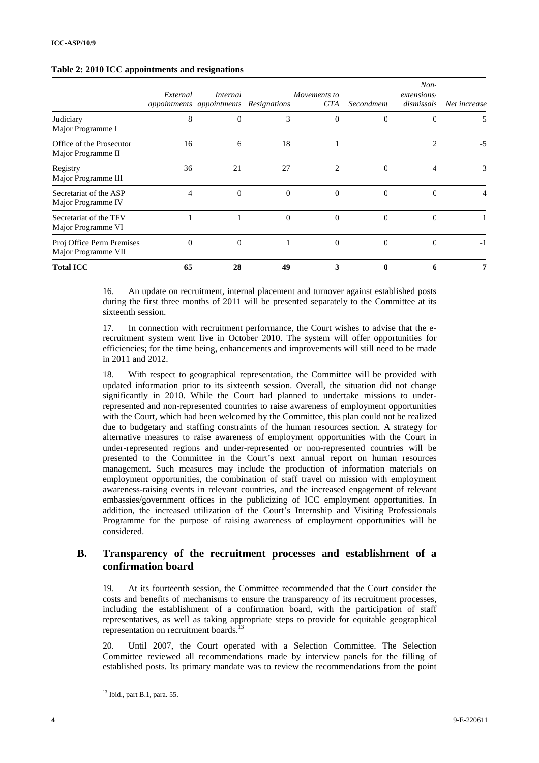**Table 2: 2010 ICC appointments and resignations**

| | *External appointments* | *Internal appointments* | *Resignations* | *Movements to GTA* | *Secondment* | *Non-extensions/ dismissals* | *Net increase* |
|---|---|---|---|---|---|---|---|
| Judiciary Major Programme I | 8 | 0 | 3 | 0 | 0 | 0 | 5 |
| Office of the Prosecutor Major Programme II | 16 | 6 | 18 | 1 | | 2 | -5 |
| Registry Major Programme III | 36 | 21 | 27 | 2 | 0 | 4 | 3 |
| Secretariat of the ASP Major Programme IV | 4 | 0 | 0 | 0 | 0 | 0 | 4 |
| Secretariat of the TFV Major Programme VI | 1 | 1 | 0 | 0 | 0 | 0 | 1 |
| Proj Office Perm Premises Major Programme VII | 0 | 0 | 1 | 0 | 0 | 0 | -1 |
| **Total ICC** | **65** | **28** | **49** | **3** | **0** | **6** | **7** |

16. An update on recruitment, internal placement and turnover against established posts during the first three months of 2011 will be presented separately to the Committee at its sixteenth session.

17. In connection with recruitment performance, the Court wishes to advise that the e-recruitment system went live in October 2010. The system will offer opportunities for efficiencies; for the time being, enhancements and improvements will still need to be made in 2011 and 2012.

18. With respect to geographical representation, the Committee will be provided with updated information prior to its sixteenth session. Overall, the situation did not change significantly in 2010. While the Court had planned to undertake missions to under-represented and non-represented countries to raise awareness of employment opportunities with the Court, which had been welcomed by the Committee, this plan could not be realized due to budgetary and staffing constraints of the human resources section. A strategy for alternative measures to raise awareness of employment opportunities with the Court in under-represented regions and under-represented or non-represented countries will be presented to the Committee in the Court's next annual report on human resources management. Such measures may include the production of information materials on employment opportunities, the combination of staff travel on mission with employment awareness-raising events in relevant countries, and the increased engagement of relevant embassies/government offices in the publicizing of ICC employment opportunities. In addition, the increased utilization of the Court's Internship and Visiting Professionals Programme for the purpose of raising awareness of employment opportunities will be considered.

## B. Transparency of the recruitment processes and establishment of a confirmation board

19. At its fourteenth session, the Committee recommended that the Court consider the costs and benefits of mechanisms to ensure the transparency of its recruitment processes, including the establishment of a confirmation board, with the participation of staff representatives, as well as taking appropriate steps to provide for equitable geographical representation on recruitment boards.[13]

20. Until 2007, the Court operated with a Selection Committee. The Selection Committee reviewed all recommendations made by interview panels for the filling of established posts. Its primary mandate was to review the recommendations from the point

[13] Ibid., part B.1, para. 55.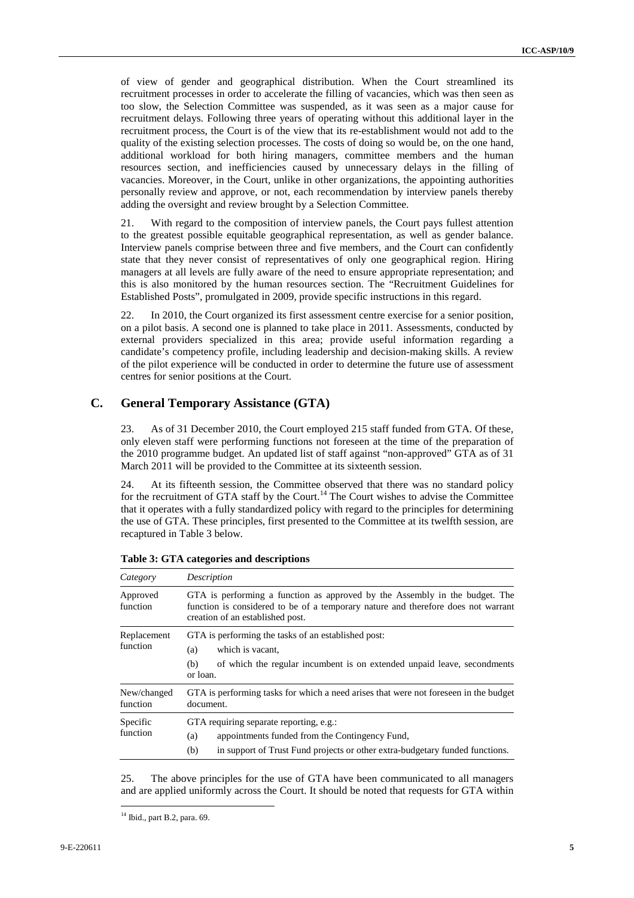of view of gender and geographical distribution. When the Court streamlined its recruitment processes in order to accelerate the filling of vacancies, which was then seen as too slow, the Selection Committee was suspended, as it was seen as a major cause for recruitment delays. Following three years of operating without this additional layer in the recruitment process, the Court is of the view that its re-establishment would not add to the quality of the existing selection processes. The costs of doing so would be, on the one hand, additional workload for both hiring managers, committee members and the human resources section, and inefficiencies caused by unnecessary delays in the filling of vacancies. Moreover, in the Court, unlike in other organizations, the appointing authorities personally review and approve, or not, each recommendation by interview panels thereby adding the oversight and review brought by a Selection Committee.

21. With regard to the composition of interview panels, the Court pays fullest attention to the greatest possible equitable geographical representation, as well as gender balance. Interview panels comprise between three and five members, and the Court can confidently state that they never consist of representatives of only one geographical region. Hiring managers at all levels are fully aware of the need to ensure appropriate representation; and this is also monitored by the human resources section. The "Recruitment Guidelines for Established Posts", promulgated in 2009, provide specific instructions in this regard.

22. In 2010, the Court organized its first assessment centre exercise for a senior position, on a pilot basis. A second one is planned to take place in 2011. Assessments, conducted by external providers specialized in this area; provide useful information regarding a candidate's competency profile, including leadership and decision-making skills. A review of the pilot experience will be conducted in order to determine the future use of assessment centres for senior positions at the Court.

## C. General Temporary Assistance (GTA)

23. As of 31 December 2010, the Court employed 215 staff funded from GTA. Of these, only eleven staff were performing functions not foreseen at the time of the preparation of the 2010 programme budget. An updated list of staff against "non-approved" GTA as of 31 March 2011 will be provided to the Committee at its sixteenth session.

24. At its fifteenth session, the Committee observed that there was no standard policy for the recruitment of GTA staff by the Court.[14] The Court wishes to advise the Committee that it operates with a fully standardized policy with regard to the principles for determining the use of GTA. These principles, first presented to the Committee at its twelfth session, are recaptured in Table 3 below.

**Table 3: GTA categories and descriptions**

| *Category* | *Description* |
|---|---|
| Approved function | GTA is performing a function as approved by the Assembly in the budget. The function is considered to be of a temporary nature and therefore does not warrant creation of an established post. |
| Replacement function | GTA is performing the tasks of an established post:<br>(a) which is vacant,<br>(b) of which the regular incumbent is on extended unpaid leave, secondments or loan. |
| New/changed function | GTA is performing tasks for which a need arises that were not foreseen in the budget document. |
| Specific function | GTA requiring separate reporting, e.g.:<br>(a) appointments funded from the Contingency Fund,<br>(b) in support of Trust Fund projects or other extra-budgetary funded functions. |

25. The above principles for the use of GTA have been communicated to all managers and are applied uniformly across the Court. It should be noted that requests for GTA within

[14] Ibid., part B.2, para. 69.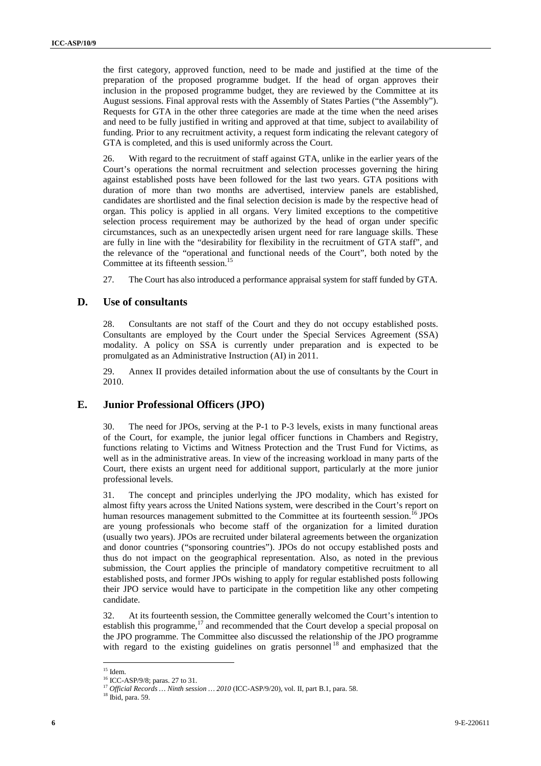the first category, approved function, need to be made and justified at the time of the preparation of the proposed programme budget. If the head of organ approves their inclusion in the proposed programme budget, they are reviewed by the Committee at its August sessions. Final approval rests with the Assembly of States Parties ("the Assembly"). Requests for GTA in the other three categories are made at the time when the need arises and need to be fully justified in writing and approved at that time, subject to availability of funding. Prior to any recruitment activity, a request form indicating the relevant category of GTA is completed, and this is used uniformly across the Court.

26. With regard to the recruitment of staff against GTA, unlike in the earlier years of the Court's operations the normal recruitment and selection processes governing the hiring against established posts have been followed for the last two years. GTA positions with duration of more than two months are advertised, interview panels are established, candidates are shortlisted and the final selection decision is made by the respective head of organ. This policy is applied in all organs. Very limited exceptions to the competitive selection process requirement may be authorized by the head of organ under specific circumstances, such as an unexpectedly arisen urgent need for rare language skills. These are fully in line with the "desirability for flexibility in the recruitment of GTA staff", and the relevance of the "operational and functional needs of the Court", both noted by the Committee at its fifteenth session.[15]

27. The Court has also introduced a performance appraisal system for staff funded by GTA.

## D. Use of consultants

28. Consultants are not staff of the Court and they do not occupy established posts. Consultants are employed by the Court under the Special Services Agreement (SSA) modality. A policy on SSA is currently under preparation and is expected to be promulgated as an Administrative Instruction (AI) in 2011.

29. Annex II provides detailed information about the use of consultants by the Court in 2010.

## E. Junior Professional Officers (JPO)

30. The need for JPOs, serving at the P-1 to P-3 levels, exists in many functional areas of the Court, for example, the junior legal officer functions in Chambers and Registry, functions relating to Victims and Witness Protection and the Trust Fund for Victims, as well as in the administrative areas. In view of the increasing workload in many parts of the Court, there exists an urgent need for additional support, particularly at the more junior professional levels.

31. The concept and principles underlying the JPO modality, which has existed for almost fifty years across the United Nations system, were described in the Court's report on human resources management submitted to the Committee at its fourteenth session.[16] JPOs are young professionals who become staff of the organization for a limited duration (usually two years). JPOs are recruited under bilateral agreements between the organization and donor countries ("sponsoring countries"). JPOs do not occupy established posts and thus do not impact on the geographical representation. Also, as noted in the previous submission, the Court applies the principle of mandatory competitive recruitment to all established posts, and former JPOs wishing to apply for regular established posts following their JPO service would have to participate in the competition like any other competing candidate.

32. At its fourteenth session, the Committee generally welcomed the Court's intention to establish this programme,[17] and recommended that the Court develop a special proposal on the JPO programme. The Committee also discussed the relationship of the JPO programme with regard to the existing guidelines on gratis personnel[18] and emphasized that the

---

[15] Idem.

[16] ICC-ASP/9/8; paras. 27 to 31.

[17] *Official Records … Ninth session … 2010* (ICC-ASP/9/20), vol. II, part B.1, para. 58.

[18] Ibid, para. 59.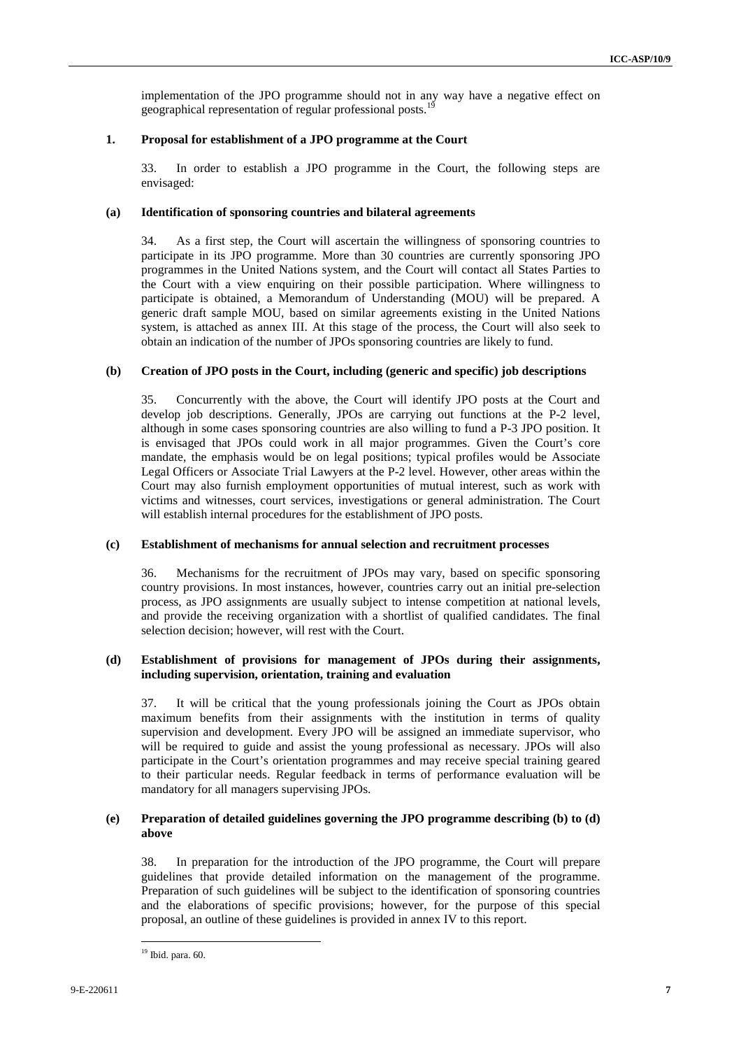implementation of the JPO programme should not in any way have a negative effect on geographical representation of regular professional posts.[19]

### 1. Proposal for establishment of a JPO programme at the Court

33. In order to establish a JPO programme in the Court, the following steps are envisaged:

#### (a) Identification of sponsoring countries and bilateral agreements

34. As a first step, the Court will ascertain the willingness of sponsoring countries to participate in its JPO programme. More than 30 countries are currently sponsoring JPO programmes in the United Nations system, and the Court will contact all States Parties to the Court with a view enquiring on their possible participation. Where willingness to participate is obtained, a Memorandum of Understanding (MOU) will be prepared. A generic draft sample MOU, based on similar agreements existing in the United Nations system, is attached as annex III. At this stage of the process, the Court will also seek to obtain an indication of the number of JPOs sponsoring countries are likely to fund.

#### (b) Creation of JPO posts in the Court, including (generic and specific) job descriptions

35. Concurrently with the above, the Court will identify JPO posts at the Court and develop job descriptions. Generally, JPOs are carrying out functions at the P-2 level, although in some cases sponsoring countries are also willing to fund a P-3 JPO position. It is envisaged that JPOs could work in all major programmes. Given the Court's core mandate, the emphasis would be on legal positions; typical profiles would be Associate Legal Officers or Associate Trial Lawyers at the P-2 level. However, other areas within the Court may also furnish employment opportunities of mutual interest, such as work with victims and witnesses, court services, investigations or general administration. The Court will establish internal procedures for the establishment of JPO posts.

#### (c) Establishment of mechanisms for annual selection and recruitment processes

36. Mechanisms for the recruitment of JPOs may vary, based on specific sponsoring country provisions. In most instances, however, countries carry out an initial pre-selection process, as JPO assignments are usually subject to intense competition at national levels, and provide the receiving organization with a shortlist of qualified candidates. The final selection decision; however, will rest with the Court.

#### (d) Establishment of provisions for management of JPOs during their assignments, including supervision, orientation, training and evaluation

37. It will be critical that the young professionals joining the Court as JPOs obtain maximum benefits from their assignments with the institution in terms of quality supervision and development. Every JPO will be assigned an immediate supervisor, who will be required to guide and assist the young professional as necessary. JPOs will also participate in the Court's orientation programmes and may receive special training geared to their particular needs. Regular feedback in terms of performance evaluation will be mandatory for all managers supervising JPOs.

#### (e) Preparation of detailed guidelines governing the JPO programme describing (b) to (d) above

38. In preparation for the introduction of the JPO programme, the Court will prepare guidelines that provide detailed information on the management of the programme. Preparation of such guidelines will be subject to the identification of sponsoring countries and the elaborations of specific provisions; however, for the purpose of this special proposal, an outline of these guidelines is provided in annex IV to this report.

---

[19] Ibid. para. 60.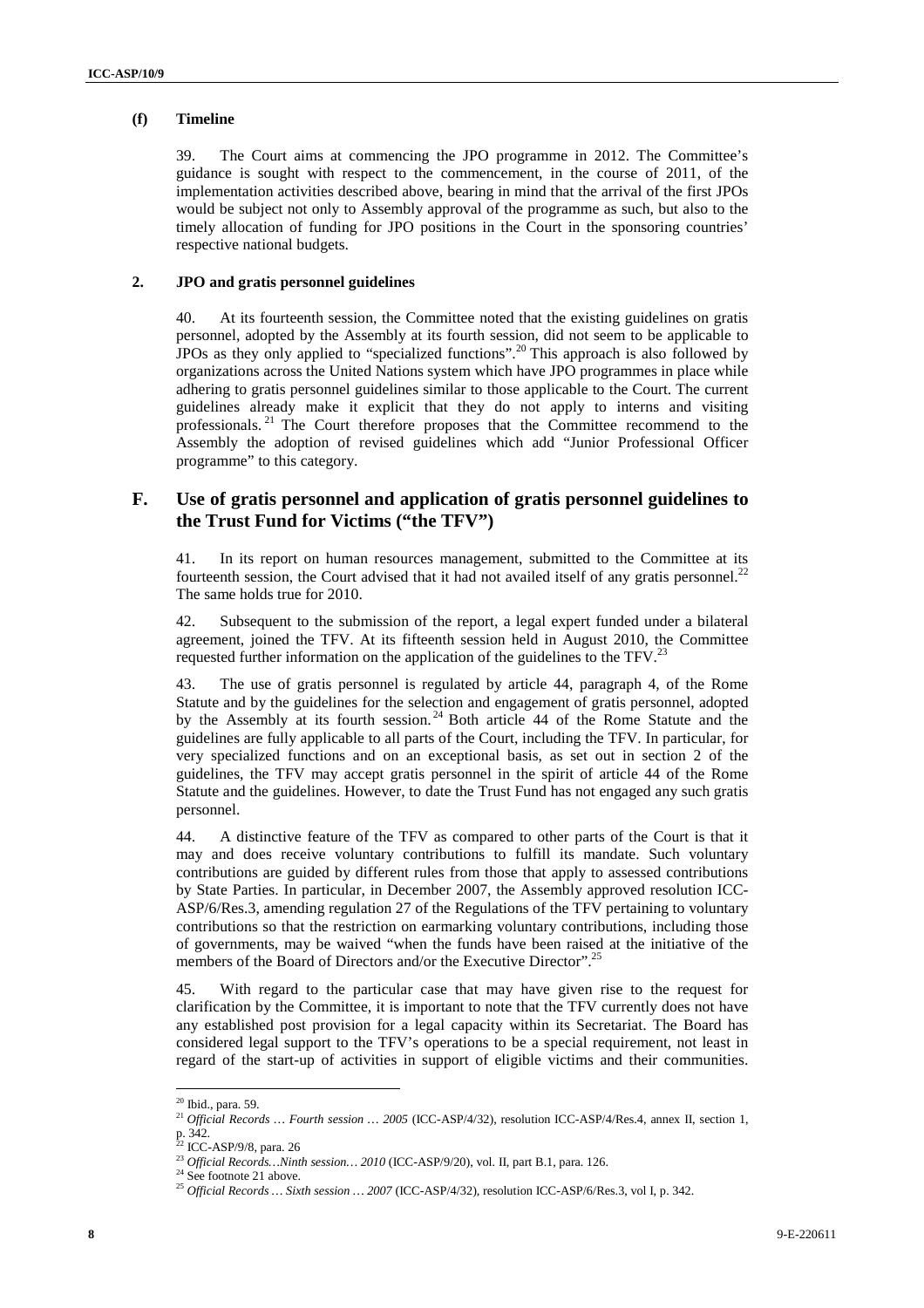### (f) Timeline

39. The Court aims at commencing the JPO programme in 2012. The Committee's guidance is sought with respect to the commencement, in the course of 2011, of the implementation activities described above, bearing in mind that the arrival of the first JPOs would be subject not only to Assembly approval of the programme as such, but also to the timely allocation of funding for JPO positions in the Court in the sponsoring countries' respective national budgets.

### 2. JPO and gratis personnel guidelines

40. At its fourteenth session, the Committee noted that the existing guidelines on gratis personnel, adopted by the Assembly at its fourth session, did not seem to be applicable to JPOs as they only applied to "specialized functions".[20] This approach is also followed by organizations across the United Nations system which have JPO programmes in place while adhering to gratis personnel guidelines similar to those applicable to the Court. The current guidelines already make it explicit that they do not apply to interns and visiting professionals.[21] The Court therefore proposes that the Committee recommend to the Assembly the adoption of revised guidelines which add "Junior Professional Officer programme" to this category.

## F. Use of gratis personnel and application of gratis personnel guidelines to the Trust Fund for Victims ("the TFV")

41. In its report on human resources management, submitted to the Committee at its fourteenth session, the Court advised that it had not availed itself of any gratis personnel.[22] The same holds true for 2010.

42. Subsequent to the submission of the report, a legal expert funded under a bilateral agreement, joined the TFV. At its fifteenth session held in August 2010, the Committee requested further information on the application of the guidelines to the TFV.[23]

43. The use of gratis personnel is regulated by article 44, paragraph 4, of the Rome Statute and by the guidelines for the selection and engagement of gratis personnel, adopted by the Assembly at its fourth session.[24] Both article 44 of the Rome Statute and the guidelines are fully applicable to all parts of the Court, including the TFV. In particular, for very specialized functions and on an exceptional basis, as set out in section 2 of the guidelines, the TFV may accept gratis personnel in the spirit of article 44 of the Rome Statute and the guidelines. However, to date the Trust Fund has not engaged any such gratis personnel.

44. A distinctive feature of the TFV as compared to other parts of the Court is that it may and does receive voluntary contributions to fulfill its mandate. Such voluntary contributions are guided by different rules from those that apply to assessed contributions by State Parties. In particular, in December 2007, the Assembly approved resolution ICC-ASP/6/Res.3, amending regulation 27 of the Regulations of the TFV pertaining to voluntary contributions so that the restriction on earmarking voluntary contributions, including those of governments, may be waived "when the funds have been raised at the initiative of the members of the Board of Directors and/or the Executive Director".[25]

45. With regard to the particular case that may have given rise to the request for clarification by the Committee, it is important to note that the TFV currently does not have any established post provision for a legal capacity within its Secretariat. The Board has considered legal support to the TFV's operations to be a special requirement, not least in regard of the start-up of activities in support of eligible victims and their communities.

---

[20] Ibid., para. 59.

[21] *Official Records … Fourth session … 2005* (ICC-ASP/4/32), resolution ICC-ASP/4/Res.4, annex II, section 1, p. 342.

[22] ICC-ASP/9/8, para. 26

[23] *Official Records…Ninth session… 2010* (ICC-ASP/9/20), vol. II, part B.1, para. 126.

[24] See footnote 21 above.

[25] *Official Records … Sixth session … 2007* (ICC-ASP/4/32), resolution ICC-ASP/6/Res.3, vol I, p. 342.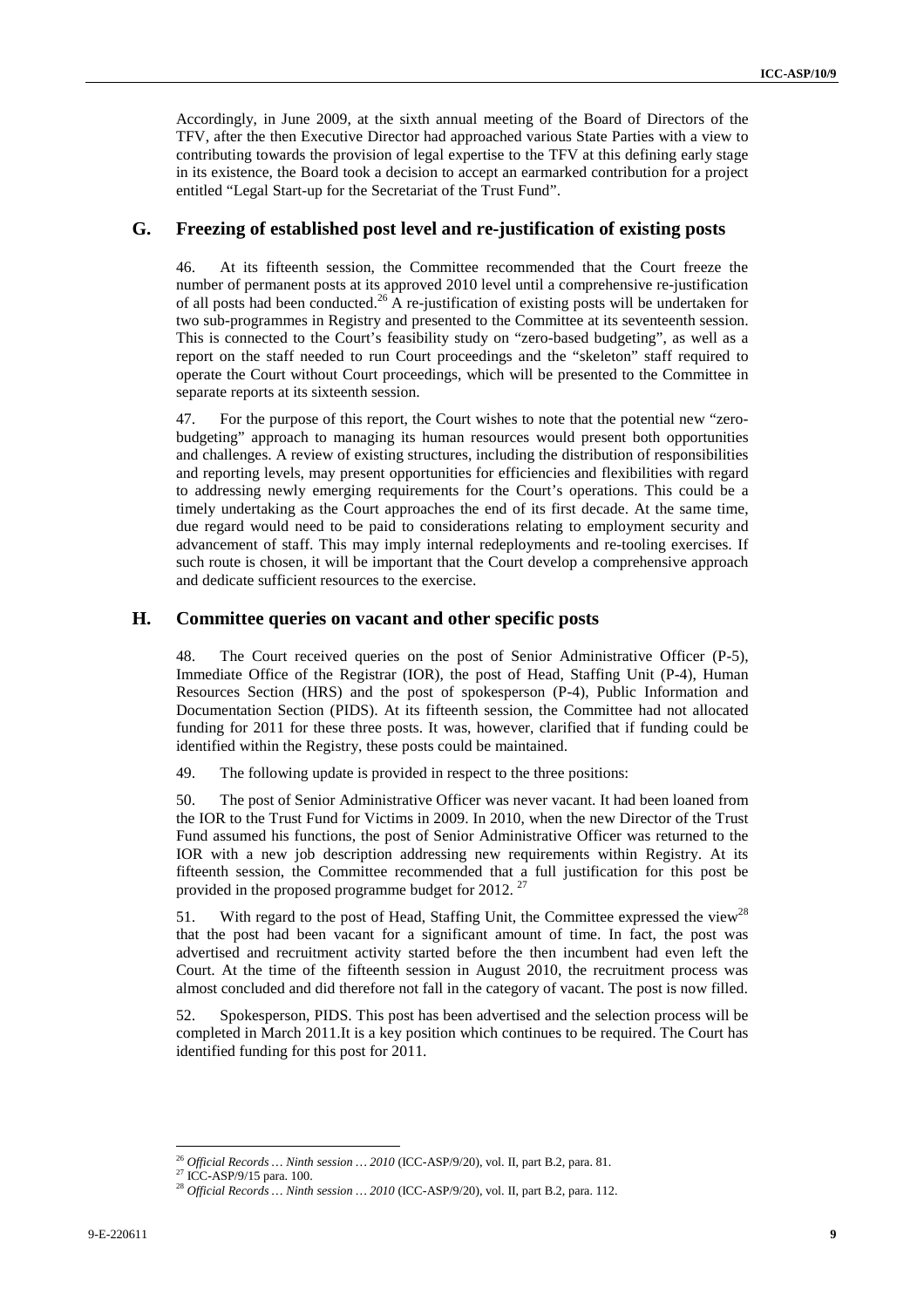Accordingly, in June 2009, at the sixth annual meeting of the Board of Directors of the TFV, after the then Executive Director had approached various State Parties with a view to contributing towards the provision of legal expertise to the TFV at this defining early stage in its existence, the Board took a decision to accept an earmarked contribution for a project entitled "Legal Start-up for the Secretariat of the Trust Fund".

## G. Freezing of established post level and re-justification of existing posts

46. At its fifteenth session, the Committee recommended that the Court freeze the number of permanent posts at its approved 2010 level until a comprehensive re-justification of all posts had been conducted.[26] A re-justification of existing posts will be undertaken for two sub-programmes in Registry and presented to the Committee at its seventeenth session. This is connected to the Court's feasibility study on "zero-based budgeting", as well as a report on the staff needed to run Court proceedings and the "skeleton" staff required to operate the Court without Court proceedings, which will be presented to the Committee in separate reports at its sixteenth session.

47. For the purpose of this report, the Court wishes to note that the potential new "zero-budgeting" approach to managing its human resources would present both opportunities and challenges. A review of existing structures, including the distribution of responsibilities and reporting levels, may present opportunities for efficiencies and flexibilities with regard to addressing newly emerging requirements for the Court's operations. This could be a timely undertaking as the Court approaches the end of its first decade. At the same time, due regard would need to be paid to considerations relating to employment security and advancement of staff. This may imply internal redeployments and re-tooling exercises. If such route is chosen, it will be important that the Court develop a comprehensive approach and dedicate sufficient resources to the exercise.

## H. Committee queries on vacant and other specific posts

48. The Court received queries on the post of Senior Administrative Officer (P-5), Immediate Office of the Registrar (IOR), the post of Head, Staffing Unit (P-4), Human Resources Section (HRS) and the post of spokesperson (P-4), Public Information and Documentation Section (PIDS). At its fifteenth session, the Committee had not allocated funding for 2011 for these three posts. It was, however, clarified that if funding could be identified within the Registry, these posts could be maintained.

49. The following update is provided in respect to the three positions:

50. The post of Senior Administrative Officer was never vacant. It had been loaned from the IOR to the Trust Fund for Victims in 2009. In 2010, when the new Director of the Trust Fund assumed his functions, the post of Senior Administrative Officer was returned to the IOR with a new job description addressing new requirements within Registry. At its fifteenth session, the Committee recommended that a full justification for this post be provided in the proposed programme budget for 2012. [27]

51. With regard to the post of Head, Staffing Unit, the Committee expressed the view[28] that the post had been vacant for a significant amount of time. In fact, the post was advertised and recruitment activity started before the then incumbent had even left the Court. At the time of the fifteenth session in August 2010, the recruitment process was almost concluded and did therefore not fall in the category of vacant. The post is now filled.

52. Spokesperson, PIDS. This post has been advertised and the selection process will be completed in March 2011.It is a key position which continues to be required. The Court has identified funding for this post for 2011.

---

[26] *Official Records … Ninth session … 2010* (ICC-ASP/9/20), vol. II, part B.2, para. 81.

[27] ICC-ASP/9/15 para. 100.

[28] *Official Records … Ninth session … 2010* (ICC-ASP/9/20), vol. II, part B.2, para. 112.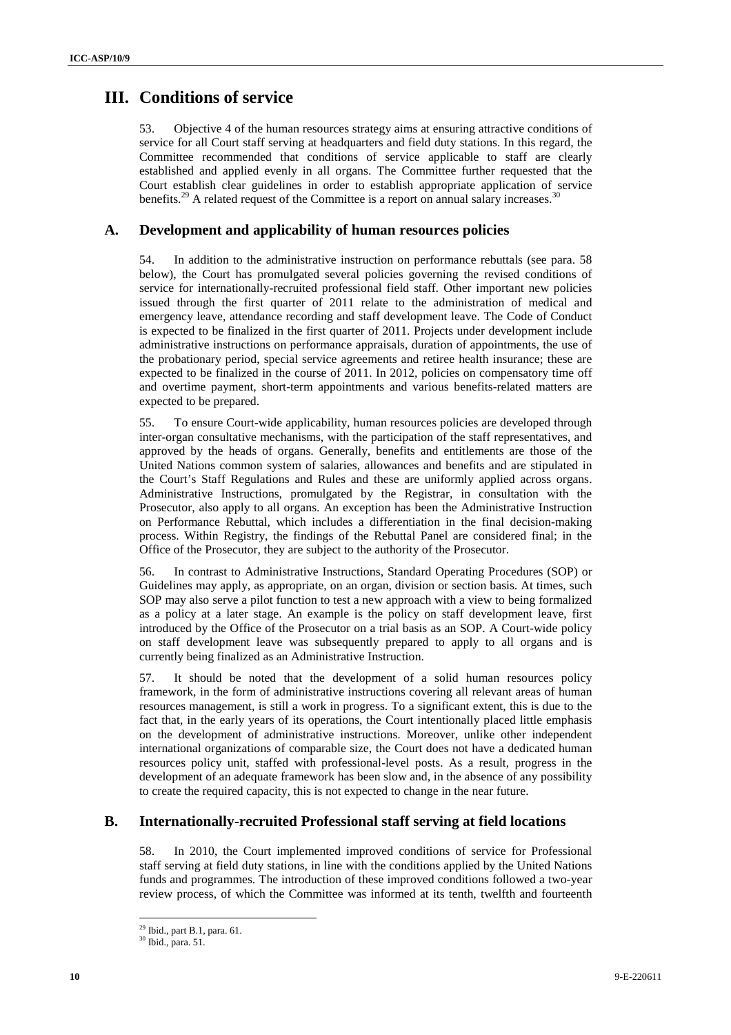# III. Conditions of service

53. Objective 4 of the human resources strategy aims at ensuring attractive conditions of service for all Court staff serving at headquarters and field duty stations. In this regard, the Committee recommended that conditions of service applicable to staff are clearly established and applied evenly in all organs. The Committee further requested that the Court establish clear guidelines in order to establish appropriate application of service benefits.[29] A related request of the Committee is a report on annual salary increases.[30]

## A. Development and applicability of human resources policies

54. In addition to the administrative instruction on performance rebuttals (see para. 58 below), the Court has promulgated several policies governing the revised conditions of service for internationally-recruited professional field staff. Other important new policies issued through the first quarter of 2011 relate to the administration of medical and emergency leave, attendance recording and staff development leave. The Code of Conduct is expected to be finalized in the first quarter of 2011. Projects under development include administrative instructions on performance appraisals, duration of appointments, the use of the probationary period, special service agreements and retiree health insurance; these are expected to be finalized in the course of 2011. In 2012, policies on compensatory time off and overtime payment, short-term appointments and various benefits-related matters are expected to be prepared.

55. To ensure Court-wide applicability, human resources policies are developed through inter-organ consultative mechanisms, with the participation of the staff representatives, and approved by the heads of organs. Generally, benefits and entitlements are those of the United Nations common system of salaries, allowances and benefits and are stipulated in the Court's Staff Regulations and Rules and these are uniformly applied across organs. Administrative Instructions, promulgated by the Registrar, in consultation with the Prosecutor, also apply to all organs. An exception has been the Administrative Instruction on Performance Rebuttal, which includes a differentiation in the final decision-making process. Within Registry, the findings of the Rebuttal Panel are considered final; in the Office of the Prosecutor, they are subject to the authority of the Prosecutor.

56. In contrast to Administrative Instructions, Standard Operating Procedures (SOP) or Guidelines may apply, as appropriate, on an organ, division or section basis. At times, such SOP may also serve a pilot function to test a new approach with a view to being formalized as a policy at a later stage. An example is the policy on staff development leave, first introduced by the Office of the Prosecutor on a trial basis as an SOP. A Court-wide policy on staff development leave was subsequently prepared to apply to all organs and is currently being finalized as an Administrative Instruction.

57. It should be noted that the development of a solid human resources policy framework, in the form of administrative instructions covering all relevant areas of human resources management, is still a work in progress. To a significant extent, this is due to the fact that, in the early years of its operations, the Court intentionally placed little emphasis on the development of administrative instructions. Moreover, unlike other independent international organizations of comparable size, the Court does not have a dedicated human resources policy unit, staffed with professional-level posts. As a result, progress in the development of an adequate framework has been slow and, in the absence of any possibility to create the required capacity, this is not expected to change in the near future.

## B. Internationally-recruited Professional staff serving at field locations

58. In 2010, the Court implemented improved conditions of service for Professional staff serving at field duty stations, in line with the conditions applied by the United Nations funds and programmes. The introduction of these improved conditions followed a two-year review process, of which the Committee was informed at its tenth, twelfth and fourteenth

[29] Ibid., part B.1, para. 61.

[30] Ibid., para. 51.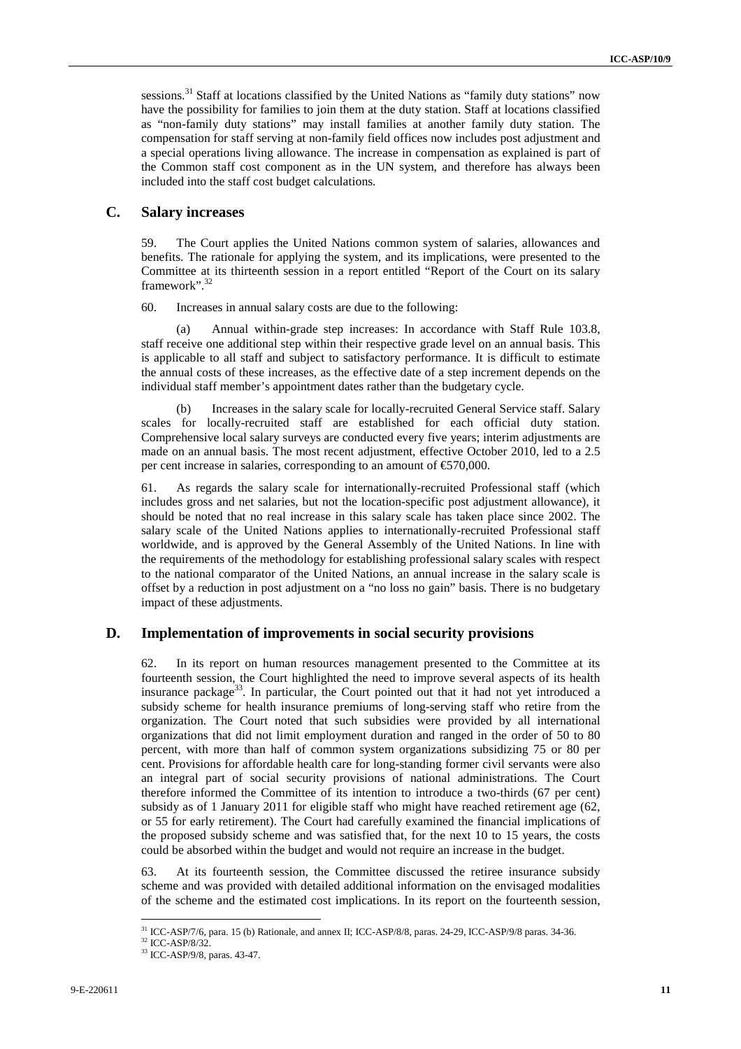sessions.[31] Staff at locations classified by the United Nations as "family duty stations" now have the possibility for families to join them at the duty station. Staff at locations classified as "non-family duty stations" may install families at another family duty station. The compensation for staff serving at non-family field offices now includes post adjustment and a special operations living allowance. The increase in compensation as explained is part of the Common staff cost component as in the UN system, and therefore has always been included into the staff cost budget calculations.

## C. Salary increases

59. The Court applies the United Nations common system of salaries, allowances and benefits. The rationale for applying the system, and its implications, were presented to the Committee at its thirteenth session in a report entitled "Report of the Court on its salary framework".[32]

60. Increases in annual salary costs are due to the following:

(a) Annual within-grade step increases: In accordance with Staff Rule 103.8, staff receive one additional step within their respective grade level on an annual basis. This is applicable to all staff and subject to satisfactory performance. It is difficult to estimate the annual costs of these increases, as the effective date of a step increment depends on the individual staff member's appointment dates rather than the budgetary cycle.

(b) Increases in the salary scale for locally-recruited General Service staff. Salary scales for locally-recruited staff are established for each official duty station. Comprehensive local salary surveys are conducted every five years; interim adjustments are made on an annual basis. The most recent adjustment, effective October 2010, led to a 2.5 per cent increase in salaries, corresponding to an amount of €570,000.

61. As regards the salary scale for internationally-recruited Professional staff (which includes gross and net salaries, but not the location-specific post adjustment allowance), it should be noted that no real increase in this salary scale has taken place since 2002. The salary scale of the United Nations applies to internationally-recruited Professional staff worldwide, and is approved by the General Assembly of the United Nations. In line with the requirements of the methodology for establishing professional salary scales with respect to the national comparator of the United Nations, an annual increase in the salary scale is offset by a reduction in post adjustment on a "no loss no gain" basis. There is no budgetary impact of these adjustments.

## D. Implementation of improvements in social security provisions

62. In its report on human resources management presented to the Committee at its fourteenth session, the Court highlighted the need to improve several aspects of its health insurance package[33]. In particular, the Court pointed out that it had not yet introduced a subsidy scheme for health insurance premiums of long-serving staff who retire from the organization. The Court noted that such subsidies were provided by all international organizations that did not limit employment duration and ranged in the order of 50 to 80 percent, with more than half of common system organizations subsidizing 75 or 80 per cent. Provisions for affordable health care for long-standing former civil servants were also an integral part of social security provisions of national administrations. The Court therefore informed the Committee of its intention to introduce a two-thirds (67 per cent) subsidy as of 1 January 2011 for eligible staff who might have reached retirement age (62, or 55 for early retirement). The Court had carefully examined the financial implications of the proposed subsidy scheme and was satisfied that, for the next 10 to 15 years, the costs could be absorbed within the budget and would not require an increase in the budget.

63. At its fourteenth session, the Committee discussed the retiree insurance subsidy scheme and was provided with detailed additional information on the envisaged modalities of the scheme and the estimated cost implications. In its report on the fourteenth session,

---

[31] ICC-ASP/7/6, para. 15 (b) Rationale, and annex II; ICC-ASP/8/8, paras. 24-29, ICC-ASP/9/8 paras. 34-36.

[32] ICC-ASP/8/32.

[33] ICC-ASP/9/8, paras. 43-47.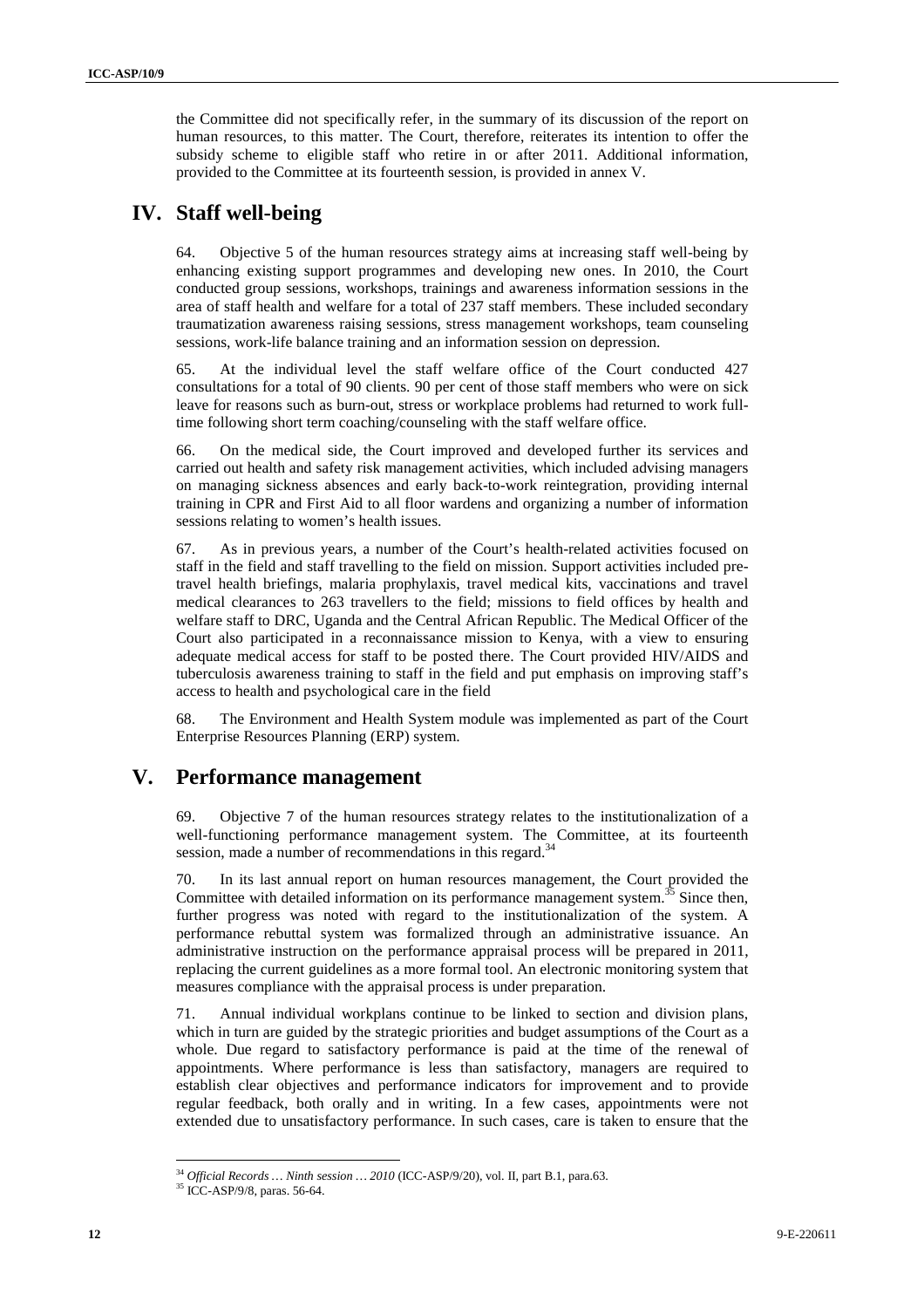the Committee did not specifically refer, in the summary of its discussion of the report on human resources, to this matter. The Court, therefore, reiterates its intention to offer the subsidy scheme to eligible staff who retire in or after 2011. Additional information, provided to the Committee at its fourteenth session, is provided in annex V.

# IV. Staff well-being

64. Objective 5 of the human resources strategy aims at increasing staff well-being by enhancing existing support programmes and developing new ones. In 2010, the Court conducted group sessions, workshops, trainings and awareness information sessions in the area of staff health and welfare for a total of 237 staff members. These included secondary traumatization awareness raising sessions, stress management workshops, team counseling sessions, work-life balance training and an information session on depression.

65. At the individual level the staff welfare office of the Court conducted 427 consultations for a total of 90 clients. 90 per cent of those staff members who were on sick leave for reasons such as burn-out, stress or workplace problems had returned to work full-time following short term coaching/counseling with the staff welfare office.

66. On the medical side, the Court improved and developed further its services and carried out health and safety risk management activities, which included advising managers on managing sickness absences and early back-to-work reintegration, providing internal training in CPR and First Aid to all floor wardens and organizing a number of information sessions relating to women's health issues.

67. As in previous years, a number of the Court's health-related activities focused on staff in the field and staff travelling to the field on mission. Support activities included pre-travel health briefings, malaria prophylaxis, travel medical kits, vaccinations and travel medical clearances to 263 travellers to the field; missions to field offices by health and welfare staff to DRC, Uganda and the Central African Republic. The Medical Officer of the Court also participated in a reconnaissance mission to Kenya, with a view to ensuring adequate medical access for staff to be posted there. The Court provided HIV/AIDS and tuberculosis awareness training to staff in the field and put emphasis on improving staff's access to health and psychological care in the field

68. The Environment and Health System module was implemented as part of the Court Enterprise Resources Planning (ERP) system.

# V. Performance management

69. Objective 7 of the human resources strategy relates to the institutionalization of a well-functioning performance management system. The Committee, at its fourteenth session, made a number of recommendations in this regard.[34]

70. In its last annual report on human resources management, the Court provided the Committee with detailed information on its performance management system.[35] Since then, further progress was noted with regard to the institutionalization of the system. A performance rebuttal system was formalized through an administrative issuance. An administrative instruction on the performance appraisal process will be prepared in 2011, replacing the current guidelines as a more formal tool. An electronic monitoring system that measures compliance with the appraisal process is under preparation.

71. Annual individual workplans continue to be linked to section and division plans, which in turn are guided by the strategic priorities and budget assumptions of the Court as a whole. Due regard to satisfactory performance is paid at the time of the renewal of appointments. Where performance is less than satisfactory, managers are required to establish clear objectives and performance indicators for improvement and to provide regular feedback, both orally and in writing. In a few cases, appointments were not extended due to unsatisfactory performance. In such cases, care is taken to ensure that the

---

[34] *Official Records … Ninth session … 2010* (ICC-ASP/9/20), vol. II, part B.1, para.63.

[35] ICC-ASP/9/8, paras. 56-64.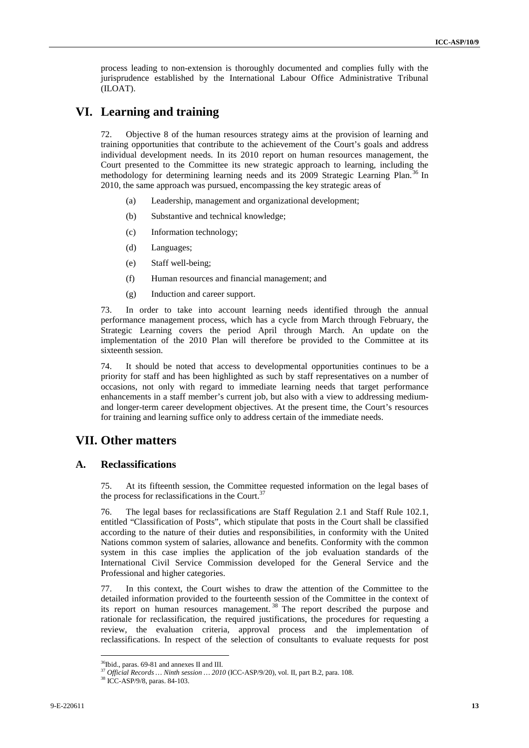process leading to non-extension is thoroughly documented and complies fully with the jurisprudence established by the International Labour Office Administrative Tribunal (ILOAT).

# VI. Learning and training

72. Objective 8 of the human resources strategy aims at the provision of learning and training opportunities that contribute to the achievement of the Court's goals and address individual development needs. In its 2010 report on human resources management, the Court presented to the Committee its new strategic approach to learning, including the methodology for determining learning needs and its 2009 Strategic Learning Plan.[36] In 2010, the same approach was pursued, encompassing the key strategic areas of

(a) Leadership, management and organizational development;

(b) Substantive and technical knowledge;

(c) Information technology;

(d) Languages;

(e) Staff well-being;

(f) Human resources and financial management; and

(g) Induction and career support.

73. In order to take into account learning needs identified through the annual performance management process, which has a cycle from March through February, the Strategic Learning covers the period April through March. An update on the implementation of the 2010 Plan will therefore be provided to the Committee at its sixteenth session.

74. It should be noted that access to developmental opportunities continues to be a priority for staff and has been highlighted as such by staff representatives on a number of occasions, not only with regard to immediate learning needs that target performance enhancements in a staff member's current job, but also with a view to addressing medium- and longer-term career development objectives. At the present time, the Court's resources for training and learning suffice only to address certain of the immediate needs.

# VII. Other matters

## A. Reclassifications

75. At its fifteenth session, the Committee requested information on the legal bases of the process for reclassifications in the Court.[37]

76. The legal bases for reclassifications are Staff Regulation 2.1 and Staff Rule 102.1, entitled "Classification of Posts", which stipulate that posts in the Court shall be classified according to the nature of their duties and responsibilities, in conformity with the United Nations common system of salaries, allowance and benefits. Conformity with the common system in this case implies the application of the job evaluation standards of the International Civil Service Commission developed for the General Service and the Professional and higher categories.

77. In this context, the Court wishes to draw the attention of the Committee to the detailed information provided to the fourteenth session of the Committee in the context of its report on human resources management.[38] The report described the purpose and rationale for reclassification, the required justifications, the procedures for requesting a review, the evaluation criteria, approval process and the implementation of reclassifications. In respect of the selection of consultants to evaluate requests for post

---

[36] Ibid., paras. 69-81 and annexes II and III.

[37] *Official Records … Ninth session … 2010* (ICC-ASP/9/20), vol. II, part B.2, para. 108.

[38] ICC-ASP/9/8, paras. 84-103.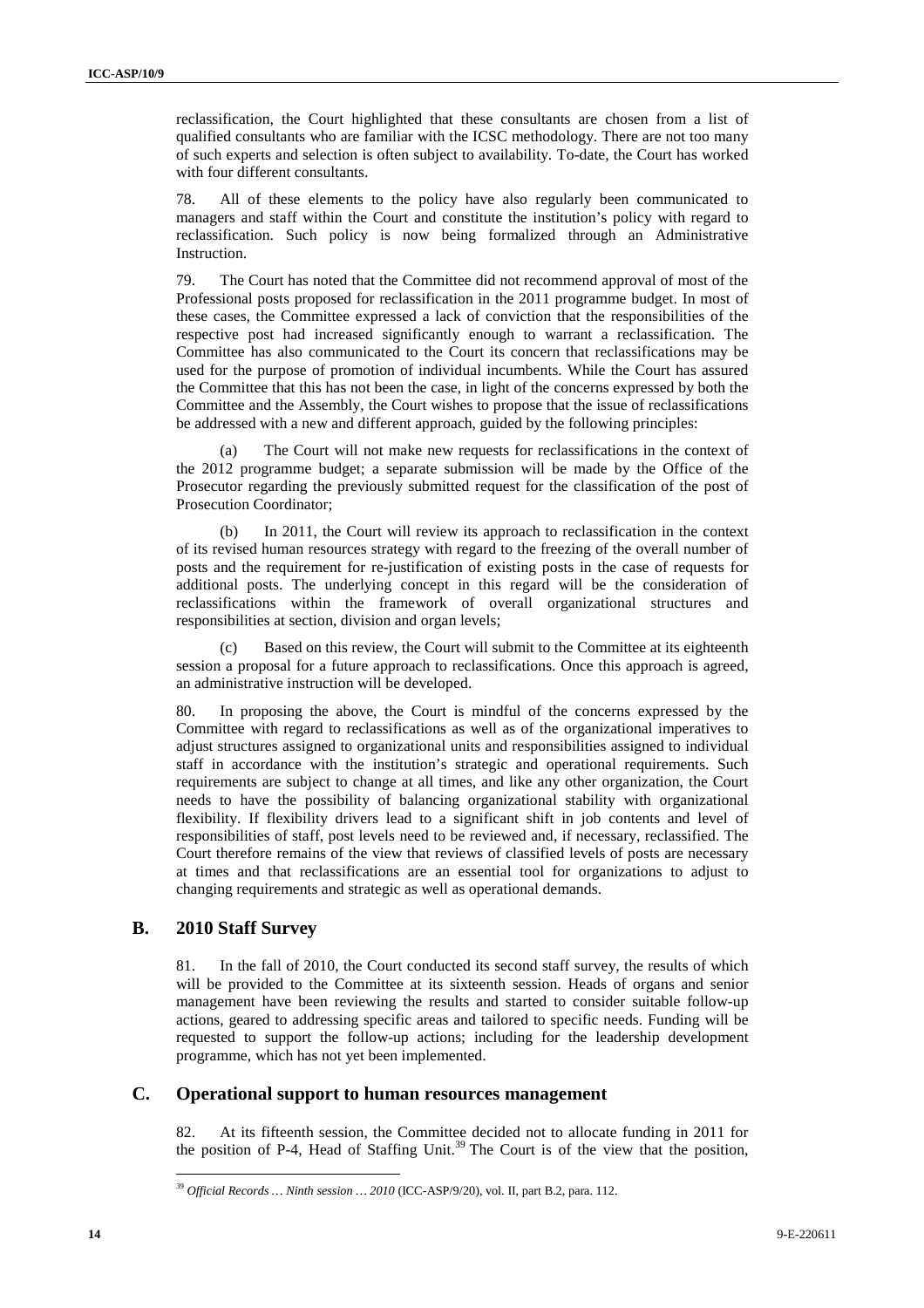reclassification, the Court highlighted that these consultants are chosen from a list of qualified consultants who are familiar with the ICSC methodology. There are not too many of such experts and selection is often subject to availability. To-date, the Court has worked with four different consultants.

78. All of these elements to the policy have also regularly been communicated to managers and staff within the Court and constitute the institution's policy with regard to reclassification. Such policy is now being formalized through an Administrative Instruction.

79. The Court has noted that the Committee did not recommend approval of most of the Professional posts proposed for reclassification in the 2011 programme budget. In most of these cases, the Committee expressed a lack of conviction that the responsibilities of the respective post had increased significantly enough to warrant a reclassification. The Committee has also communicated to the Court its concern that reclassifications may be used for the purpose of promotion of individual incumbents. While the Court has assured the Committee that this has not been the case, in light of the concerns expressed by both the Committee and the Assembly, the Court wishes to propose that the issue of reclassifications be addressed with a new and different approach, guided by the following principles:

(a) The Court will not make new requests for reclassifications in the context of the 2012 programme budget; a separate submission will be made by the Office of the Prosecutor regarding the previously submitted request for the classification of the post of Prosecution Coordinator;

(b) In 2011, the Court will review its approach to reclassification in the context of its revised human resources strategy with regard to the freezing of the overall number of posts and the requirement for re-justification of existing posts in the case of requests for additional posts. The underlying concept in this regard will be the consideration of reclassifications within the framework of overall organizational structures and responsibilities at section, division and organ levels;

(c) Based on this review, the Court will submit to the Committee at its eighteenth session a proposal for a future approach to reclassifications. Once this approach is agreed, an administrative instruction will be developed.

80. In proposing the above, the Court is mindful of the concerns expressed by the Committee with regard to reclassifications as well as of the organizational imperatives to adjust structures assigned to organizational units and responsibilities assigned to individual staff in accordance with the institution's strategic and operational requirements. Such requirements are subject to change at all times, and like any other organization, the Court needs to have the possibility of balancing organizational stability with organizational flexibility. If flexibility drivers lead to a significant shift in job contents and level of responsibilities of staff, post levels need to be reviewed and, if necessary, reclassified. The Court therefore remains of the view that reviews of classified levels of posts are necessary at times and that reclassifications are an essential tool for organizations to adjust to changing requirements and strategic as well as operational demands.

## B. 2010 Staff Survey

81. In the fall of 2010, the Court conducted its second staff survey, the results of which will be provided to the Committee at its sixteenth session. Heads of organs and senior management have been reviewing the results and started to consider suitable follow-up actions, geared to addressing specific areas and tailored to specific needs. Funding will be requested to support the follow-up actions; including for the leadership development programme, which has not yet been implemented.

## C. Operational support to human resources management

82. At its fifteenth session, the Committee decided not to allocate funding in 2011 for the position of P-4, Head of Staffing Unit.[39] The Court is of the view that the position,

[39] *Official Records … Ninth session … 2010* (ICC-ASP/9/20), vol. II, part B.2, para. 112.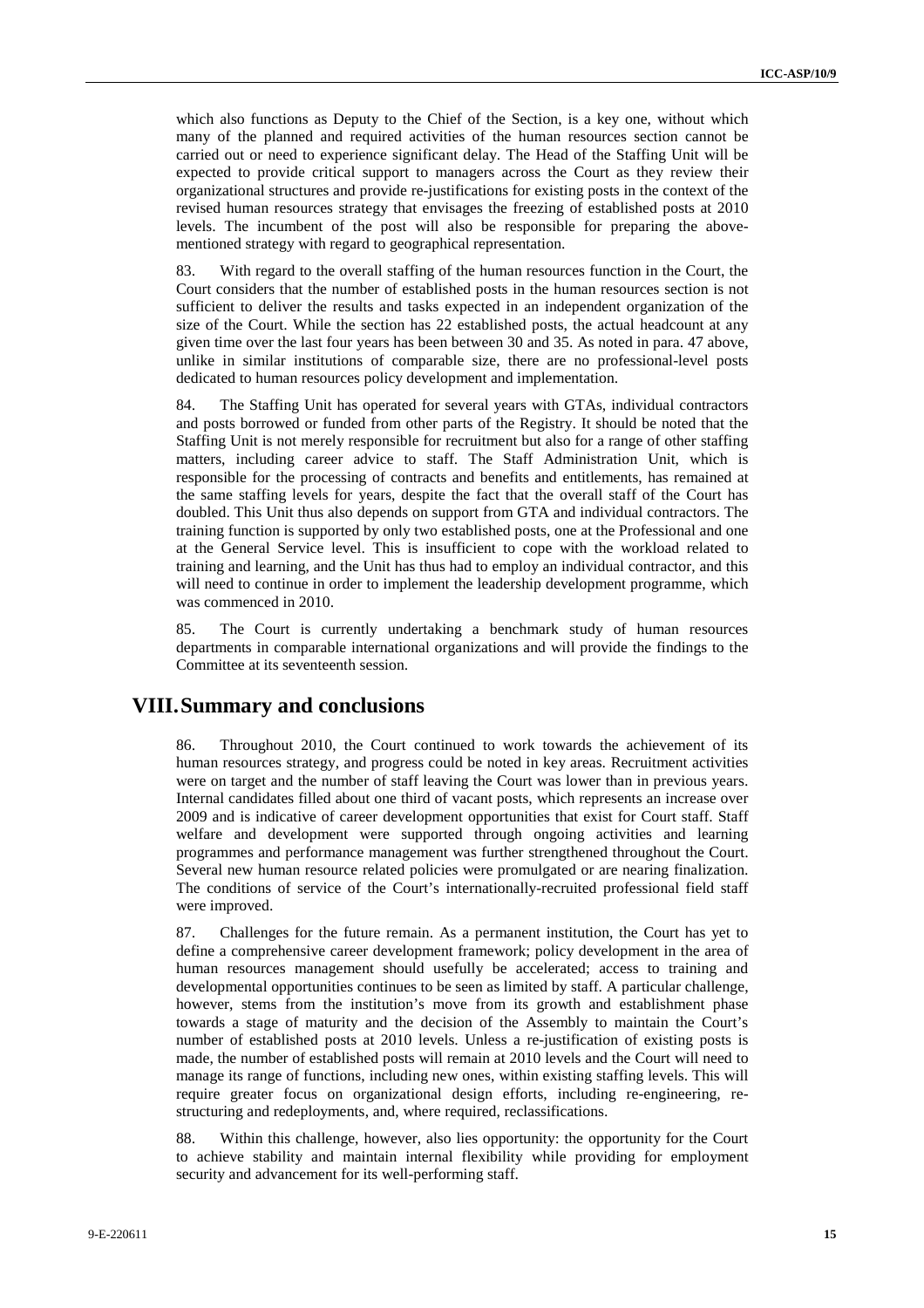which also functions as Deputy to the Chief of the Section, is a key one, without which many of the planned and required activities of the human resources section cannot be carried out or need to experience significant delay. The Head of the Staffing Unit will be expected to provide critical support to managers across the Court as they review their organizational structures and provide re-justifications for existing posts in the context of the revised human resources strategy that envisages the freezing of established posts at 2010 levels. The incumbent of the post will also be responsible for preparing the above-mentioned strategy with regard to geographical representation.

83. With regard to the overall staffing of the human resources function in the Court, the Court considers that the number of established posts in the human resources section is not sufficient to deliver the results and tasks expected in an independent organization of the size of the Court. While the section has 22 established posts, the actual headcount at any given time over the last four years has been between 30 and 35. As noted in para. 47 above, unlike in similar institutions of comparable size, there are no professional-level posts dedicated to human resources policy development and implementation.

84. The Staffing Unit has operated for several years with GTAs, individual contractors and posts borrowed or funded from other parts of the Registry. It should be noted that the Staffing Unit is not merely responsible for recruitment but also for a range of other staffing matters, including career advice to staff. The Staff Administration Unit, which is responsible for the processing of contracts and benefits and entitlements, has remained at the same staffing levels for years, despite the fact that the overall staff of the Court has doubled. This Unit thus also depends on support from GTA and individual contractors. The training function is supported by only two established posts, one at the Professional and one at the General Service level. This is insufficient to cope with the workload related to training and learning, and the Unit has thus had to employ an individual contractor, and this will need to continue in order to implement the leadership development programme, which was commenced in 2010.

85. The Court is currently undertaking a benchmark study of human resources departments in comparable international organizations and will provide the findings to the Committee at its seventeenth session.

# VIII. Summary and conclusions

86. Throughout 2010, the Court continued to work towards the achievement of its human resources strategy, and progress could be noted in key areas. Recruitment activities were on target and the number of staff leaving the Court was lower than in previous years. Internal candidates filled about one third of vacant posts, which represents an increase over 2009 and is indicative of career development opportunities that exist for Court staff. Staff welfare and development were supported through ongoing activities and learning programmes and performance management was further strengthened throughout the Court. Several new human resource related policies were promulgated or are nearing finalization. The conditions of service of the Court's internationally-recruited professional field staff were improved.

87. Challenges for the future remain. As a permanent institution, the Court has yet to define a comprehensive career development framework; policy development in the area of human resources management should usefully be accelerated; access to training and developmental opportunities continues to be seen as limited by staff. A particular challenge, however, stems from the institution's move from its growth and establishment phase towards a stage of maturity and the decision of the Assembly to maintain the Court's number of established posts at 2010 levels. Unless a re-justification of existing posts is made, the number of established posts will remain at 2010 levels and the Court will need to manage its range of functions, including new ones, within existing staffing levels. This will require greater focus on organizational design efforts, including re-engineering, re-structuring and redeployments, and, where required, reclassifications.

88. Within this challenge, however, also lies opportunity: the opportunity for the Court to achieve stability and maintain internal flexibility while providing for employment security and advancement for its well-performing staff.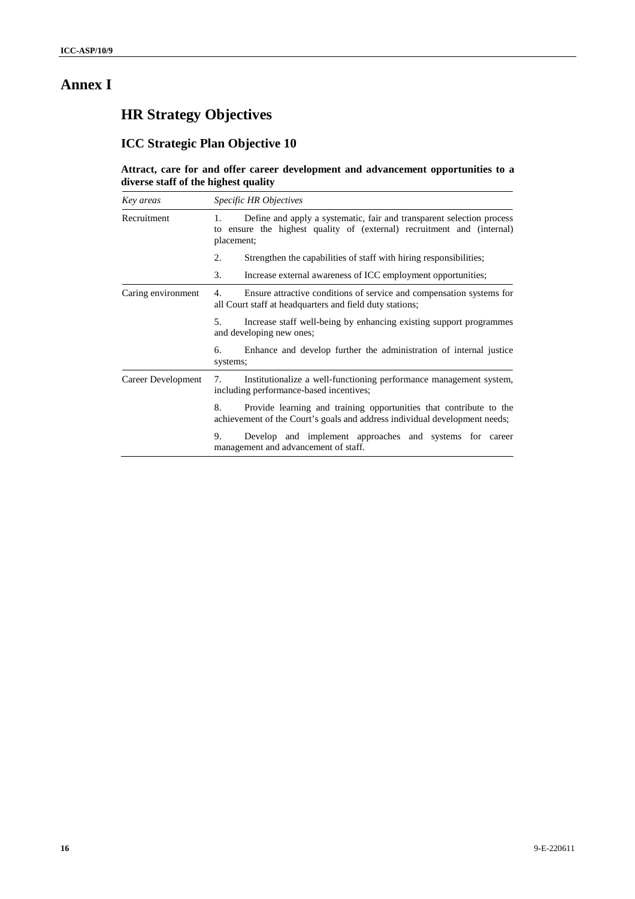# Annex I

## HR Strategy Objectives

### ICC Strategic Plan Objective 10

**Attract, care for and offer career development and advancement opportunities to a diverse staff of the highest quality**

| *Key areas* | *Specific HR Objectives* |
|---|---|
| Recruitment | 1. Define and apply a systematic, fair and transparent selection process to ensure the highest quality of (external) recruitment and (internal) placement; |
| | 2. Strengthen the capabilities of staff with hiring responsibilities; |
| | 3. Increase external awareness of ICC employment opportunities; |
| Caring environment | 4. Ensure attractive conditions of service and compensation systems for all Court staff at headquarters and field duty stations; |
| | 5. Increase staff well-being by enhancing existing support programmes and developing new ones; |
| | 6. Enhance and develop further the administration of internal justice systems; |
| Career Development | 7. Institutionalize a well-functioning performance management system, including performance-based incentives; |
| | 8. Provide learning and training opportunities that contribute to the achievement of the Court's goals and address individual development needs; |
| | 9. Develop and implement approaches and systems for career management and advancement of staff. |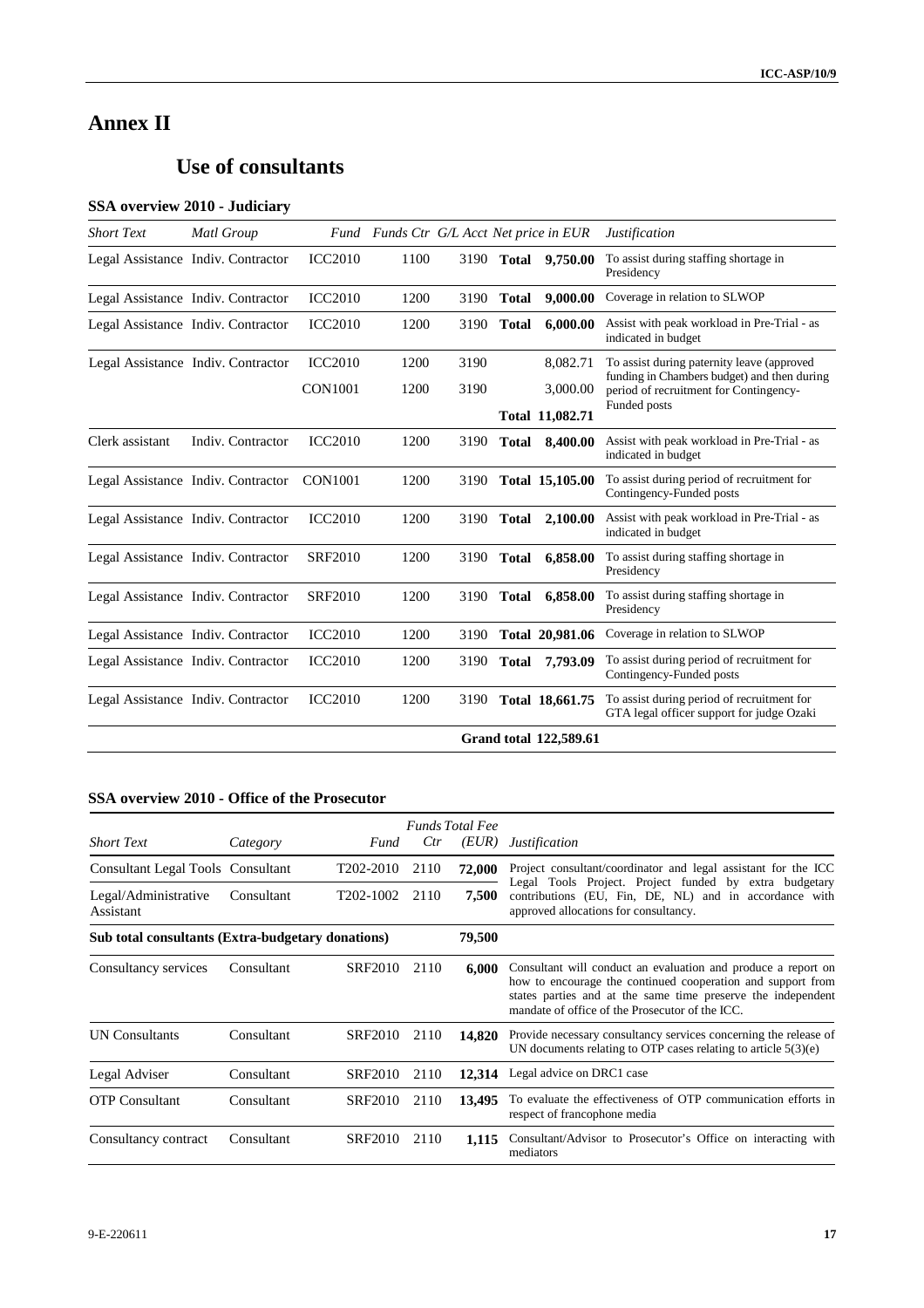# Annex II

## Use of consultants

### SSA overview 2010 - Judiciary

| *Short Text* | *Matl Group* | *Fund* | *Funds Ctr* | *G/L Acct* | *Net price in EUR* | | *Justification* |
|---|---|---|---|---|---|---|---|
| Legal Assistance | Indiv. Contractor | ICC2010 | 1100 | 3190 | **Total** | **9,750.00** | To assist during staffing shortage in Presidency |
| Legal Assistance | Indiv. Contractor | ICC2010 | 1200 | 3190 | **Total** | **9,000.00** | Coverage in relation to SLWOP |
| Legal Assistance | Indiv. Contractor | ICC2010 | 1200 | 3190 | **Total** | **6,000.00** | Assist with peak workload in Pre-Trial - as indicated in budget |
| Legal Assistance | Indiv. Contractor | ICC2010 | 1200 | 3190 | | 8,082.71 | To assist during paternity leave (approved funding in Chambers budget) and then during period of recruitment for Contingency-Funded posts |
| | | CON1001 | 1200 | 3190 | | 3,000.00 | |
| | | | | | **Total** | **11,082.71** | |
| Clerk assistant | Indiv. Contractor | ICC2010 | 1200 | 3190 | **Total** | **8,400.00** | Assist with peak workload in Pre-Trial - as indicated in budget |
| Legal Assistance | Indiv. Contractor | CON1001 | 1200 | 3190 | **Total** | **15,105.00** | To assist during period of recruitment for Contingency-Funded posts |
| Legal Assistance | Indiv. Contractor | ICC2010 | 1200 | 3190 | **Total** | **2,100.00** | Assist with peak workload in Pre-Trial - as indicated in budget |
| Legal Assistance | Indiv. Contractor | SRF2010 | 1200 | 3190 | **Total** | **6,858.00** | To assist during staffing shortage in Presidency |
| Legal Assistance | Indiv. Contractor | SRF2010 | 1200 | 3190 | **Total** | **6,858.00** | To assist during staffing shortage in Presidency |
| Legal Assistance | Indiv. Contractor | ICC2010 | 1200 | 3190 | **Total** | **20,981.06** | Coverage in relation to SLWOP |
| Legal Assistance | Indiv. Contractor | ICC2010 | 1200 | 3190 | **Total** | **7,793.09** | To assist during period of recruitment for Contingency-Funded posts |
| Legal Assistance | Indiv. Contractor | ICC2010 | 1200 | 3190 | **Total** | **18,661.75** | To assist during period of recruitment for GTA legal officer support for judge Ozaki |
| | | | | | **Grand total** | **122,589.61** | |

### SSA overview 2010 - Office of the Prosecutor

| *Short Text* | *Category* | *Fund* | *Funds Ctr* | *Total Fee (EUR)* | *Justification* |
|---|---|---|---|---|---|
| Consultant Legal Tools | Consultant | T202-2010 | 2110 | **72,000** | Project consultant/coordinator and legal assistant for the ICC Legal Tools Project. Project funded by extra budgetary contributions (EU, Fin, DE, NL) and in accordance with approved allocations for consultancy. |
| Legal/Administrative Assistant | Consultant | T202-1002 | 2110 | **7,500** | |
| **Sub total consultants (Extra-budgetary donations)** | | | | **79,500** | |
| Consultancy services | Consultant | SRF2010 | 2110 | **6,000** | Consultant will conduct an evaluation and produce a report on how to encourage the continued cooperation and support from states parties and at the same time preserve the independent mandate of office of the Prosecutor of the ICC. |
| UN Consultants | Consultant | SRF2010 | 2110 | **14,820** | Provide necessary consultancy services concerning the release of UN documents relating to OTP cases relating to article 5(3)(e) |
| Legal Adviser | Consultant | SRF2010 | 2110 | **12,314** | Legal advice on DRC1 case |
| OTP Consultant | Consultant | SRF2010 | 2110 | **13,495** | To evaluate the effectiveness of OTP communication efforts in respect of francophone media |
| Consultancy contract | Consultant | SRF2010 | 2110 | **1,115** | Consultant/Advisor to Prosecutor's Office on interacting with mediators |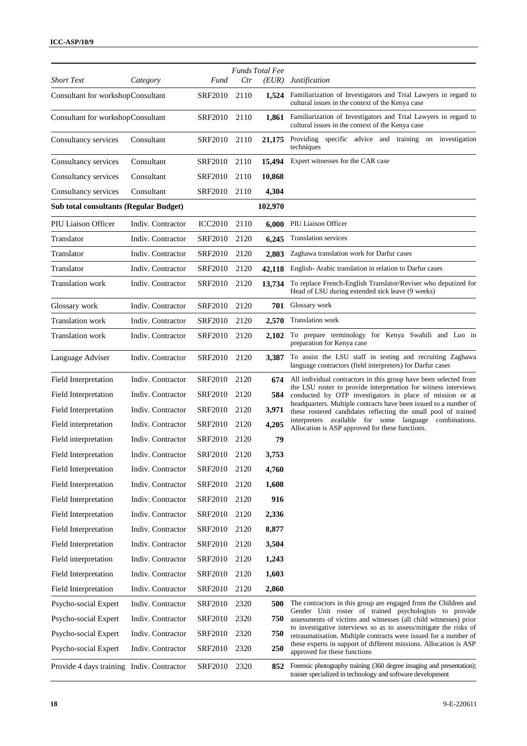| *Short Text* | *Category* | *Fund* | *Funds Ctr* | *Total Fee (EUR)* | *Justification* |
|---|---|---|---|---|---|
| Consultant for workshop | Consultant | SRF2010 | 2110 | **1,524** | Familiarization of Investigators and Trial Lawyers in regard to cultural issues in the context of the Kenya case |
| Consultant for workshop | Consultant | SRF2010 | 2110 | **1,861** | Familiarization of Investigators and Trial Lawyers in regard to cultural issues in the context of the Kenya case |
| Consultancy services | Consultant | SRF2010 | 2110 | **21,175** | Providing specific advice and training on investigation techniques |
| Consultancy services | Consultant | SRF2010 | 2110 | **15,494** | Expert witnesses for the CAR case |
| Consultancy services | Consultant | SRF2010 | 2110 | **10,868** | |
| Consultancy services | Consultant | SRF2010 | 2110 | **4,304** | |
| **Sub total consultants (Regular Budget)** | | | | **102,970** | |
| PIU Liaison Officer | Indiv. Contractor | ICC2010 | 2110 | **6,000** | PIU Liaison Officer |
| Translator | Indiv. Contractor | SRF2010 | 2120 | **6,245** | Translation services |
| Translator | Indiv. Contractor | SRF2010 | 2120 | **2,803** | Zaghawa translation work for Darfur cases |
| Translator | Indiv. Contractor | SRF2010 | 2120 | **42,118** | English- Arabic translation in relation to Darfur cases |
| Translation work | Indiv. Contractor | SRF2010 | 2120 | **13,734** | To replace French-English Translator/Reviser who deputized for Head of LSU during extended sick leave (9 weeks) |
| Glossary work | Indiv. Contractor | SRF2010 | 2120 | **701** | Glossary work |
| Translation work | Indiv. Contractor | SRF2010 | 2120 | **2,570** | Translation work |
| Translation work | Indiv. Contractor | SRF2010 | 2120 | **2,102** | To prepare terminology for Kenya Swahili and Luo in preparation for Kenya case |
| Language Adviser | Indiv. Contractor | SRF2010 | 2120 | **3,387** | To assist the LSU staff in testing and recruiting Zaghawa language contractors (field interpreters) for Darfur cases |
| Field Interpretation | Indiv. Contractor | SRF2010 | 2120 | **674** | All individual contractors in this group have been selected from the LSU roster to provide interpretation for witness interviews conducted by OTP investigators in place of mission or at headquarters. Multiple contracts have been issued to a number of these rostered candidates reflecting the small pool of trained interpreters available for some language combinations. Allocation is ASP approved for these functions. |
| Field Interpretation | Indiv. Contractor | SRF2010 | 2120 | **584** | |
| Field Interpretation | Indiv. Contractor | SRF2010 | 2120 | **3,971** | |
| Field interpretation | Indiv. Contractor | SRF2010 | 2120 | **4,205** | |
| Field interpretation | Indiv. Contractor | SRF2010 | 2120 | **79** | |
| Field Interpretation | Indiv. Contractor | SRF2010 | 2120 | **3,753** | |
| Field Interpretation | Indiv. Contractor | SRF2010 | 2120 | **4,760** | |
| Field Interpretation | Indiv. Contractor | SRF2010 | 2120 | **1,608** | |
| Field Interpretation | Indiv. Contractor | SRF2010 | 2120 | **916** | |
| Field Interpretation | Indiv. Contractor | SRF2010 | 2120 | **2,336** | |
| Field Interpretation | Indiv. Contractor | SRF2010 | 2120 | **8,877** | |
| Field Interpretation | Indiv. Contractor | SRF2010 | 2120 | **3,504** | |
| Field interpretation | Indiv. Contractor | SRF2010 | 2120 | **1,243** | |
| Field Interpretation | Indiv. Contractor | SRF2010 | 2120 | **1,603** | |
| Field Interpretation | Indiv. Contractor | SRF2010 | 2120 | **2,860** | |
| Psycho-social Expert | Indiv. Contractor | SRF2010 | 2320 | **500** | The contractors in this group are engaged from the Children and Gender Unit roster of trained psychologists to provide assessments of victims and witnesses (all child witnesses) prior to investigative interviews so as to assess/mitigate the risks of retraumatisation. Multiple contracts were issued for a number of these experts in support of different missions. Allocation is ASP approved for these functions |
| Psycho-social Expert | Indiv. Contractor | SRF2010 | 2320 | **750** | |
| Psycho-social Expert | Indiv. Contractor | SRF2010 | 2320 | **750** | |
| Psycho-social Expert | Indiv. Contractor | SRF2010 | 2320 | **250** | |
| Provide 4 days training | Indiv. Contractor | SRF2010 | 2320 | **852** | Forensic photography training (360 degree imaging and presentation); trainer specialized in technology and software development |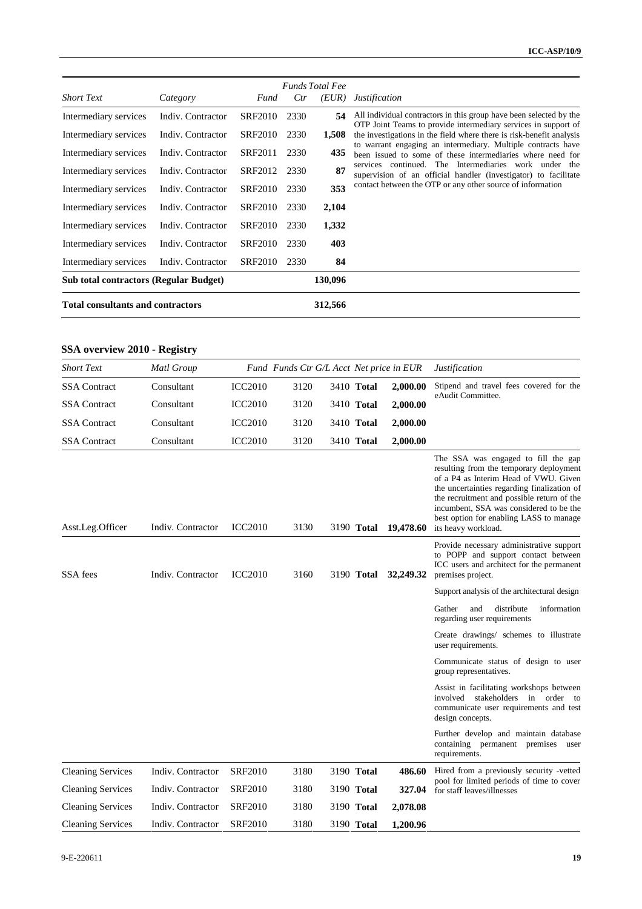| *Short Text* | *Category* | *Fund* | *Funds Ctr* | *Total Fee (EUR)* | *Justification* |
|---|---|---|---|---|---|
| Intermediary services | Indiv. Contractor | SRF2010 | 2330 | **54** | All individual contractors in this group have been selected by the OTP Joint Teams to provide intermediary services in support of the investigations in the field where there is risk-benefit analysis to warrant engaging an intermediary. Multiple contracts have been issued to some of these intermediaries where need for services continued. The Intermediaries work under the supervision of an official handler (investigator) to facilitate contact between the OTP or any other source of information |
| Intermediary services | Indiv. Contractor | SRF2010 | 2330 | **1,508** | |
| Intermediary services | Indiv. Contractor | SRF2011 | 2330 | **435** | |
| Intermediary services | Indiv. Contractor | SRF2012 | 2330 | **87** | |
| Intermediary services | Indiv. Contractor | SRF2010 | 2330 | **353** | |
| Intermediary services | Indiv. Contractor | SRF2010 | 2330 | **2,104** | |
| Intermediary services | Indiv. Contractor | SRF2010 | 2330 | **1,332** | |
| Intermediary services | Indiv. Contractor | SRF2010 | 2330 | **403** | |
| Intermediary services | Indiv. Contractor | SRF2010 | 2330 | **84** | |
| **Sub total contractors (Regular Budget)** | | | | **130,096** | |
| **Total consultants and contractors** | | | | **312,566** | |

### SSA overview 2010 - Registry

| *Short Text* | *Matl Group* | *Fund* | *Funds Ctr* | *G/L Acct* | | *Net price in EUR* | *Justification* |
|---|---|---|---|---|---|---|---|
| SSA Contract | Consultant | ICC2010 | 3120 | 3410 | **Total** | **2,000.00** | Stipend and travel fees covered for the eAudit Committee. |
| SSA Contract | Consultant | ICC2010 | 3120 | 3410 | **Total** | **2,000.00** | |
| SSA Contract | Consultant | ICC2010 | 3120 | 3410 | **Total** | **2,000.00** | |
| SSA Contract | Consultant | ICC2010 | 3120 | 3410 | **Total** | **2,000.00** | |
| Asst.Leg.Officer | Indiv. Contractor | ICC2010 | 3130 | 3190 | **Total** | **19,478.60** | The SSA was engaged to fill the gap resulting from the temporary deployment of a P4 as Interim Head of VWU. Given the uncertainties regarding finalization of the recruitment and possible return of the incumbent, SSA was considered to be the best option for enabling LASS to manage its heavy workload. |
| SSA fees | Indiv. Contractor | ICC2010 | 3160 | 3190 | **Total** | **32,249.32** | Provide necessary administrative support to POPP and support contact between ICC users and architect for the permanent premises project.<br>Support analysis of the architectural design<br>Gather and distribute information regarding user requirements<br>Create drawings/ schemes to illustrate user requirements.<br>Communicate status of design to user group representatives.<br>Assist in facilitating workshops between involved stakeholders in order to communicate user requirements and test design concepts.<br>Further develop and maintain database containing permanent premises user requirements. |
| Cleaning Services | Indiv. Contractor | SRF2010 | 3180 | 3190 | **Total** | **486.60** | Hired from a previously security -vetted pool for limited periods of time to cover for staff leaves/illnesses |
| Cleaning Services | Indiv. Contractor | SRF2010 | 3180 | 3190 | **Total** | **327.04** | |
| Cleaning Services | Indiv. Contractor | SRF2010 | 3180 | 3190 | **Total** | **2,078.08** | |
| Cleaning Services | Indiv. Contractor | SRF2010 | 3180 | 3190 | **Total** | **1,200.96** | |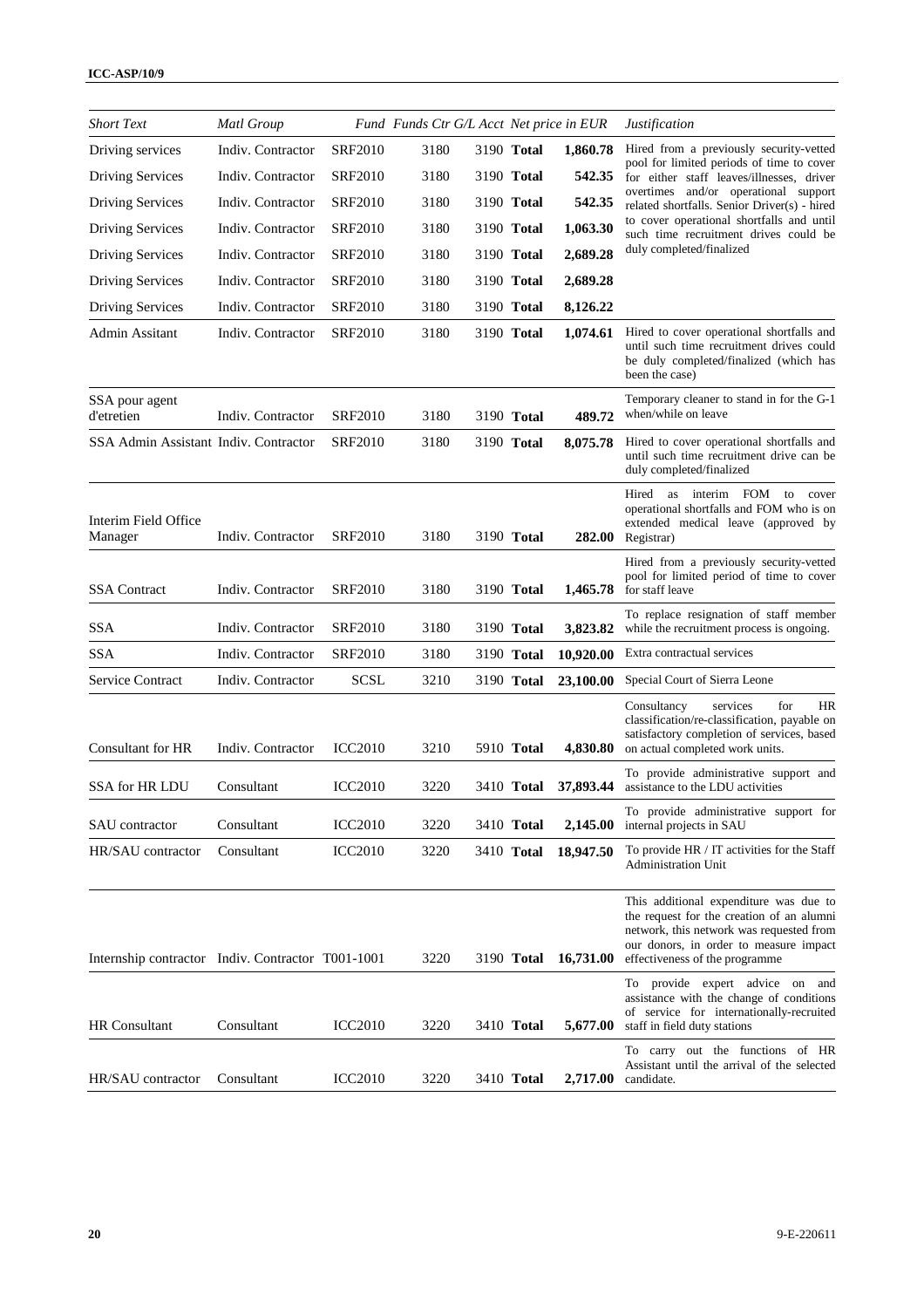| *Short Text* | *Matl Group* | *Fund* | *Funds Ctr* | *G/L Acct* | | *Net price in EUR* | *Justification* |
|---|---|---|---|---|---|---|---|
| Driving services | Indiv. Contractor | SRF2010 | 3180 | 3190 | **Total** | **1,860.78** | Hired from a previously security-vetted pool for limited periods of time to cover for either staff leaves/illnesses, driver overtimes and/or operational support related shortfalls. Senior Driver(s) - hired to cover operational shortfalls and until such time recruitment drives could be duly completed/finalized |
| Driving Services | Indiv. Contractor | SRF2010 | 3180 | 3190 | **Total** | **542.35** | |
| Driving Services | Indiv. Contractor | SRF2010 | 3180 | 3190 | **Total** | **542.35** | |
| Driving Services | Indiv. Contractor | SRF2010 | 3180 | 3190 | **Total** | **1,063.30** | |
| Driving Services | Indiv. Contractor | SRF2010 | 3180 | 3190 | **Total** | **2,689.28** | |
| Driving Services | Indiv. Contractor | SRF2010 | 3180 | 3190 | **Total** | **2,689.28** | |
| Driving Services | Indiv. Contractor | SRF2010 | 3180 | 3190 | **Total** | **8,126.22** | |
| Admin Assitant | Indiv. Contractor | SRF2010 | 3180 | 3190 | **Total** | **1,074.61** | Hired to cover operational shortfalls and until such time recruitment drives could be duly completed/finalized (which has been the case) |
| SSA pour agent d'etretien | Indiv. Contractor | SRF2010 | 3180 | 3190 | **Total** | **489.72** | Temporary cleaner to stand in for the G-1 when/while on leave |
| SSA Admin Assistant | Indiv. Contractor | SRF2010 | 3180 | 3190 | **Total** | **8,075.78** | Hired to cover operational shortfalls and until such time recruitment drive can be duly completed/finalized |
| Interim Field Office Manager | Indiv. Contractor | SRF2010 | 3180 | 3190 | **Total** | **282.00** | Hired as interim FOM to cover operational shortfalls and FOM who is on extended medical leave (approved by Registrar) |
| SSA Contract | Indiv. Contractor | SRF2010 | 3180 | 3190 | **Total** | **1,465.78** | Hired from a previously security-vetted pool for limited period of time to cover for staff leave |
| SSA | Indiv. Contractor | SRF2010 | 3180 | 3190 | **Total** | **3,823.82** | To replace resignation of staff member while the recruitment process is ongoing. |
| SSA | Indiv. Contractor | SRF2010 | 3180 | 3190 | **Total** | **10,920.00** | Extra contractual services |
| Service Contract | Indiv. Contractor | SCSL | 3210 | 3190 | **Total** | **23,100.00** | Special Court of Sierra Leone |
| Consultant for HR | Indiv. Contractor | ICC2010 | 3210 | 5910 | **Total** | **4,830.80** | Consultancy services for HR classification/re-classification, payable on satisfactory completion of services, based on actual completed work units. |
| SSA for HR LDU | Consultant | ICC2010 | 3220 | 3410 | **Total** | **37,893.44** | To provide administrative support and assistance to the LDU activities |
| SAU contractor | Consultant | ICC2010 | 3220 | 3410 | **Total** | **2,145.00** | To provide administrative support for internal projects in SAU |
| HR/SAU contractor | Consultant | ICC2010 | 3220 | 3410 | **Total** | **18,947.50** | To provide HR / IT activities for the Staff Administration Unit |
| Internship contractor | Indiv. Contractor | T001-1001 | 3220 | 3190 | **Total** | **16,731.00** | This additional expenditure was due to the request for the creation of an alumni network, this network was requested from our donors, in order to measure impact effectiveness of the programme |
| HR Consultant | Consultant | ICC2010 | 3220 | 3410 | **Total** | **5,677.00** | To provide expert advice on and assistance with the change of conditions of service for internationally-recruited staff in field duty stations |
| HR/SAU contractor | Consultant | ICC2010 | 3220 | 3410 | **Total** | **2,717.00** | To carry out the functions of HR Assistant until the arrival of the selected candidate. |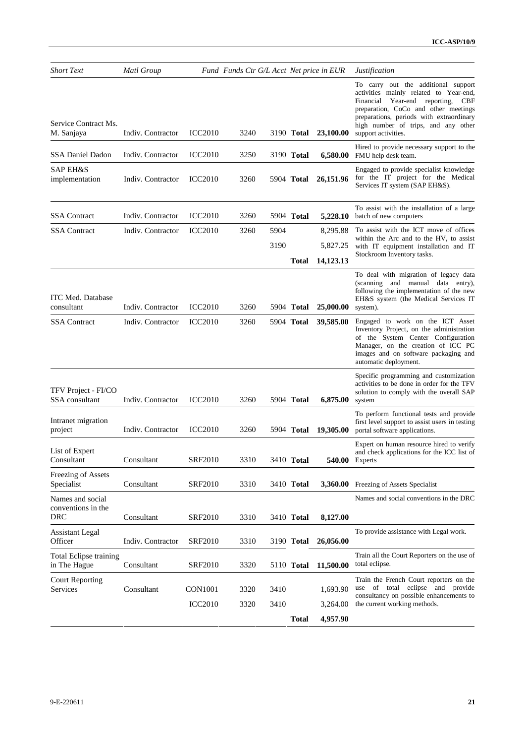| Short Text | Matl Group | Fund | Funds Ctr | G/L Acct | | Net price in EUR | Justification |
|---|---|---|---|---|---|---|---|
| Service Contract Ms. M. Sanjaya | Indiv. Contractor | ICC2010 | 3240 | 3190 | **Total** | **23,100.00** | To carry out the additional support activities mainly related to Year-end, Financial Year-end reporting, CBF preparation, CoCo and other meetings preparations, periods with extraordinary high number of trips, and any other support activities. |
| SSA Daniel Dadon | Indiv. Contractor | ICC2010 | 3250 | 3190 | **Total** | **6,580.00** | Hired to provide necessary support to the FMU help desk team. |
| SAP EH&S implementation | Indiv. Contractor | ICC2010 | 3260 | 5904 | **Total** | **26,151.96** | Engaged to provide specialist knowledge for the IT project for the Medical Services IT system (SAP EH&S). |
| SSA Contract | Indiv. Contractor | ICC2010 | 3260 | 5904 | **Total** | **5,228.10** | To assist with the installation of a large batch of new computers |
| SSA Contract | Indiv. Contractor | ICC2010 | 3260 | 5904 | | 8,295.88 | To assist with the ICT move of offices within the Arc and to the HV, to assist with IT equipment installation and IT Stockroom Inventory tasks. |
| | | | | 3190 | | 5,827.25 | |
| | | | | | **Total** | **14,123.13** | |
| ITC Med. Database consultant | Indiv. Contractor | ICC2010 | 3260 | 5904 | **Total** | **25,000.00** | To deal with migration of legacy data (scanning and manual data entry), following the implementation of the new EH&S system (the Medical Services IT system). |
| SSA Contract | Indiv. Contractor | ICC2010 | 3260 | 5904 | **Total** | **39,585.00** | Engaged to work on the ICT Asset Inventory Project, on the administration of the System Center Configuration Manager, on the creation of ICC PC images and on software packaging and automatic deployment. |
| TFV Project - FI/CO SSA consultant | Indiv. Contractor | ICC2010 | 3260 | 5904 | **Total** | **6,875.00** | Specific programming and customization activities to be done in order for the TFV solution to comply with the overall SAP system |
| Intranet migration project | Indiv. Contractor | ICC2010 | 3260 | 5904 | **Total** | **19,305.00** | To perform functional tests and provide first level support to assist users in testing portal software applications. |
| List of Expert Consultant | Consultant | SRF2010 | 3310 | 3410 | **Total** | **540.00** | Expert on human resource hired to verify and check applications for the ICC list of Experts |
| Freezing of Assets Specialist | Consultant | SRF2010 | 3310 | 3410 | **Total** | **3,360.00** | Freezing of Assets Specialist |
| Names and social conventions in the DRC | Consultant | SRF2010 | 3310 | 3410 | **Total** | **8,127.00** | Names and social conventions in the DRC |
| Assistant Legal Officer | Indiv. Contractor | SRF2010 | 3310 | 3190 | **Total** | **26,056.00** | To provide assistance with Legal work. |
| Total Eclipse training in The Hague | Consultant | SRF2010 | 3320 | 5110 | **Total** | **11,500.00** | Train all the Court Reporters on the use of total eclipse. |
| Court Reporting Services | Consultant | CON1001 | 3320 | 3410 | | 1,693.90 | Train the French Court reporters on the use of total eclipse and provide consultancy on possible enhancements to the current working methods. |
| | | ICC2010 | 3320 | 3410 | | 3,264.00 | |
| | | | | | **Total** | **4,957.90** | |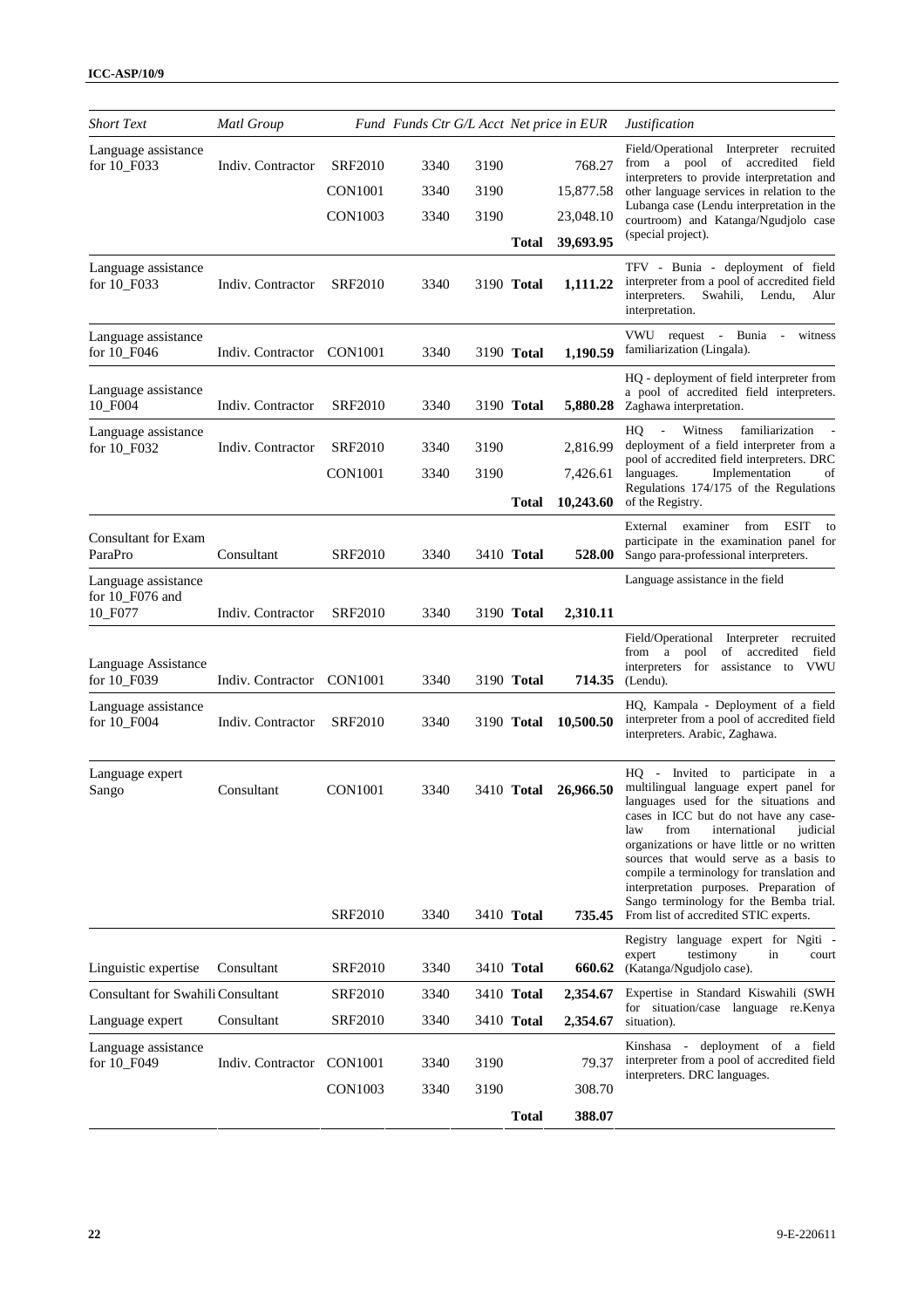| Short Text | Matl Group | Fund | Funds Ctr | G/L Acct | Net price in EUR | Justification |
|---|---|---|---|---|---|---|
| Language assistance for 10_F033 | Indiv. Contractor | SRF2010 | 3340 | 3190 | 768.27 | Field/Operational Interpreter recruited from a pool of accredited field interpreters to provide interpretation and other language services in relation to the Lubanga case (Lendu interpretation in the courtroom) and Katanga/Ngudjolo case (special project). |
| | | CON1001 | 3340 | 3190 | 15,877.58 | |
| | | CON1003 | 3340 | 3190 | 23,048.10 | |
| | | | | **Total** | **39,693.95** | |
| Language assistance for 10_F033 | Indiv. Contractor | SRF2010 | 3340 | 3190 **Total** | **1,111.22** | TFV - Bunia - deployment of field interpreter from a pool of accredited field interpreters. Swahili, Lendu, Alur interpretation. |
| Language assistance for 10_F046 | Indiv. Contractor | CON1001 | 3340 | 3190 **Total** | **1,190.59** | VWU request - Bunia - witness familiarization (Lingala). |
| Language assistance 10_F004 | Indiv. Contractor | SRF2010 | 3340 | 3190 **Total** | **5,880.28** | HQ - deployment of field interpreter from a pool of accredited field interpreters. Zaghawa interpretation. |
| Language assistance for 10_F032 | Indiv. Contractor | SRF2010 | 3340 | 3190 | 2,816.99 | HQ - Witness familiarization - deployment of a field interpreter from a pool of accredited field interpreters. DRC languages. Implementation of Regulations 174/175 of the Regulations of the Registry. |
| | | CON1001 | 3340 | 3190 | 7,426.61 | |
| | | | | **Total** | **10,243.60** | |
| Consultant for Exam ParaPro | Consultant | SRF2010 | 3340 | 3410 **Total** | **528.00** | External examiner from ESIT to participate in the examination panel for Sango para-professional interpreters. |
| Language assistance for 10_F076 and 10_F077 | Indiv. Contractor | SRF2010 | 3340 | 3190 **Total** | **2,310.11** | Language assistance in the field |
| Language Assistance for 10_F039 | Indiv. Contractor | CON1001 | 3340 | 3190 **Total** | **714.35** | Field/Operational Interpreter recruited from a pool of accredited field interpreters for assistance to VWU (Lendu). |
| Language assistance for 10_F004 | Indiv. Contractor | SRF2010 | 3340 | 3190 **Total** | **10,500.50** | HQ, Kampala - Deployment of a field interpreter from a pool of accredited field interpreters. Arabic, Zaghawa. |
| Language expert Sango | Consultant | CON1001 | 3340 | 3410 **Total** | **26,966.50** | HQ - Invited to participate in a multilingual language expert panel for languages used for the situations and cases in ICC but do not have any case-law from international judicial organizations or have little or no written sources that would serve as a basis to compile a terminology for translation and interpretation purposes. Preparation of Sango terminology for the Bemba trial. |
| | | SRF2010 | 3340 | 3410 **Total** | **735.45** | From list of accredited STIC experts. |
| Linguistic expertise | Consultant | SRF2010 | 3340 | 3410 **Total** | **660.62** | Registry language expert for Ngiti - expert testimony in court (Katanga/Ngudjolo case). |
| Consultant for Swahili | Consultant | SRF2010 | 3340 | 3410 **Total** | **2,354.67** | Expertise in Standard Kiswahili (SWH for situation/case language re.Kenya situation). |
| Language expert | Consultant | SRF2010 | 3340 | 3410 **Total** | **2,354.67** | |
| Language assistance for 10_F049 | Indiv. Contractor | CON1001 | 3340 | 3190 | 79.37 | Kinshasa - deployment of a field interpreter from a pool of accredited field interpreters. DRC languages. |
| | | CON1003 | 3340 | 3190 | 308.70 | |
| | | | | **Total** | **388.07** | |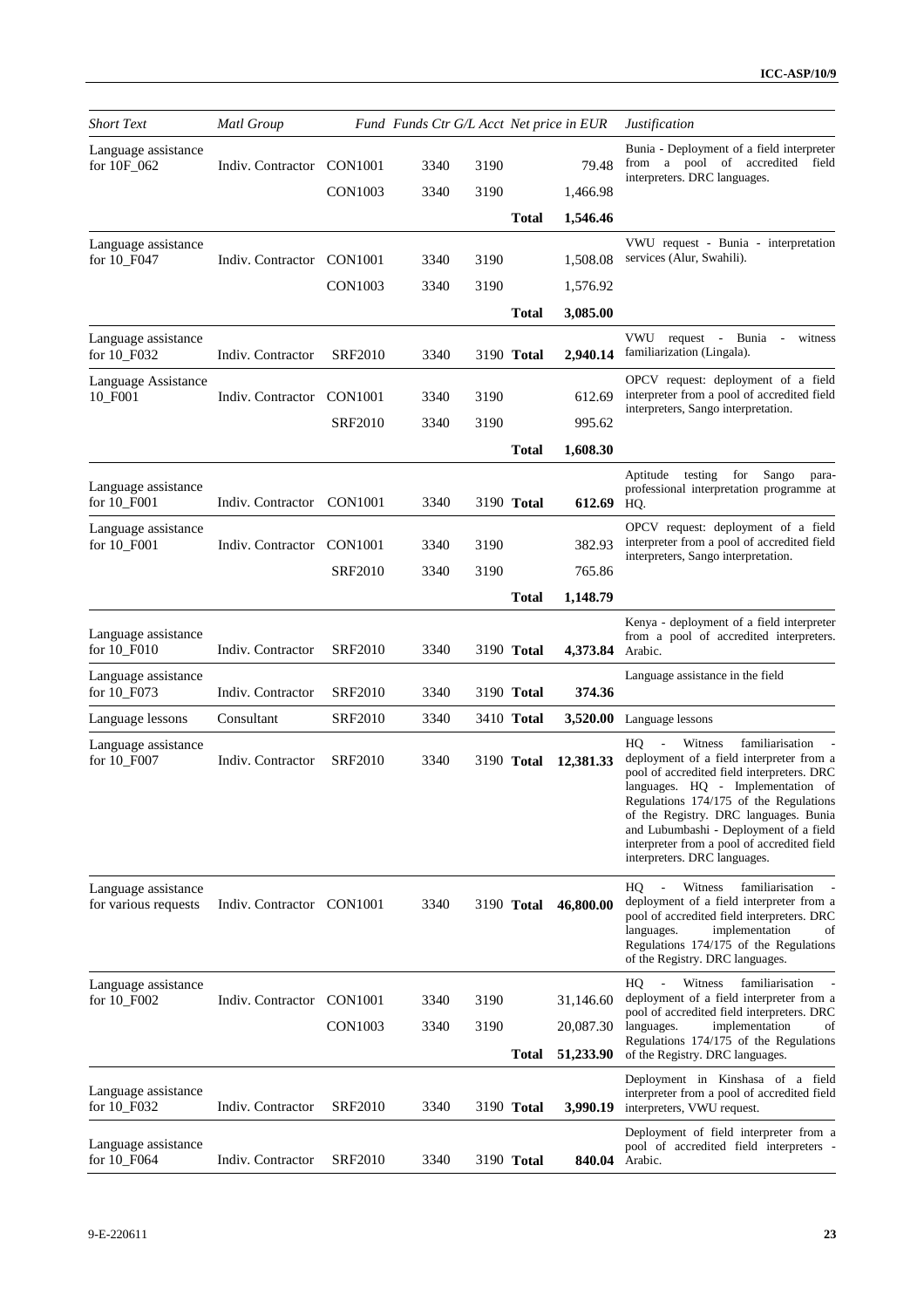| *Short Text* | *Matl Group* | *Fund* | *Funds Ctr* | *G/L Acct* | *Net price in EUR* | *Justification* |
|---|---|---|---|---|---|---|
| Language assistance for 10F_062 | Indiv. Contractor | CON1001 | 3340 | 3190 | 79.48 | Bunia - Deployment of a field interpreter from a pool of accredited field interpreters. DRC languages. |
| | | CON1003 | 3340 | 3190 | 1,466.98 | |
| | | | | **Total** | **1,546.46** | |
| Language assistance for 10_F047 | Indiv. Contractor | CON1001 | 3340 | 3190 | 1,508.08 | VWU request - Bunia - interpretation services (Alur, Swahili). |
| | | CON1003 | 3340 | 3190 | 1,576.92 | |
| | | | | **Total** | **3,085.00** | |
| Language assistance for 10_F032 | Indiv. Contractor | SRF2010 | 3340 | 3190 **Total** | **2,940.14** | VWU request - Bunia - witness familiarization (Lingala). |
| Language Assistance 10_F001 | Indiv. Contractor | CON1001 | 3340 | 3190 | 612.69 | OPCV request: deployment of a field interpreter from a pool of accredited field interpreters, Sango interpretation. |
| | | SRF2010 | 3340 | 3190 | 995.62 | |
| | | | | **Total** | **1,608.30** | |
| Language assistance for 10_F001 | Indiv. Contractor | CON1001 | 3340 | 3190 **Total** | **612.69** | Aptitude testing for Sango para-professional interpretation programme at HQ. |
| Language assistance for 10_F001 | Indiv. Contractor | CON1001 | 3340 | 3190 | 382.93 | OPCV request: deployment of a field interpreter from a pool of accredited field interpreters, Sango interpretation. |
| | | SRF2010 | 3340 | 3190 | 765.86 | |
| | | | | **Total** | **1,148.79** | |
| Language assistance for 10_F010 | Indiv. Contractor | SRF2010 | 3340 | 3190 **Total** | **4,373.84** | Kenya - deployment of a field interpreter from a pool of accredited interpreters. Arabic. |
| Language assistance for 10_F073 | Indiv. Contractor | SRF2010 | 3340 | 3190 **Total** | **374.36** | Language assistance in the field |
| Language lessons | Consultant | SRF2010 | 3340 | 3410 **Total** | **3,520.00** | Language lessons |
| Language assistance for 10_F007 | Indiv. Contractor | SRF2010 | 3340 | 3190 **Total** | **12,381.33** | HQ - Witness familiarisation - deployment of a field interpreter from a pool of accredited field interpreters. DRC languages. HQ - Implementation of Regulations 174/175 of the Regulations of the Registry. DRC languages. Bunia and Lubumbashi - Deployment of a field interpreter from a pool of accredited field interpreters. DRC languages. |
| Language assistance for various requests | Indiv. Contractor | CON1001 | 3340 | 3190 **Total** | **46,800.00** | HQ - Witness familiarisation - deployment of a field interpreter from a pool of accredited field interpreters. DRC languages. implementation of Regulations 174/175 of the Regulations of the Registry. DRC languages. |
| Language assistance for 10_F002 | Indiv. Contractor | CON1001 | 3340 | 3190 | 31,146.60 | HQ - Witness familiarisation - deployment of a field interpreter from a pool of accredited field interpreters. DRC languages. implementation of Regulations 174/175 of the Regulations of the Registry. DRC languages. |
| | | CON1003 | 3340 | 3190 | 20,087.30 | |
| | | | | **Total** | **51,233.90** | |
| Language assistance for 10_F032 | Indiv. Contractor | SRF2010 | 3340 | 3190 **Total** | **3,990.19** | Deployment in Kinshasa of a field interpreter from a pool of accredited field interpreters, VWU request. |
| Language assistance for 10_F064 | Indiv. Contractor | SRF2010 | 3340 | 3190 **Total** | **840.04** | Deployment of field interpreter from a pool of accredited field interpreters - Arabic. |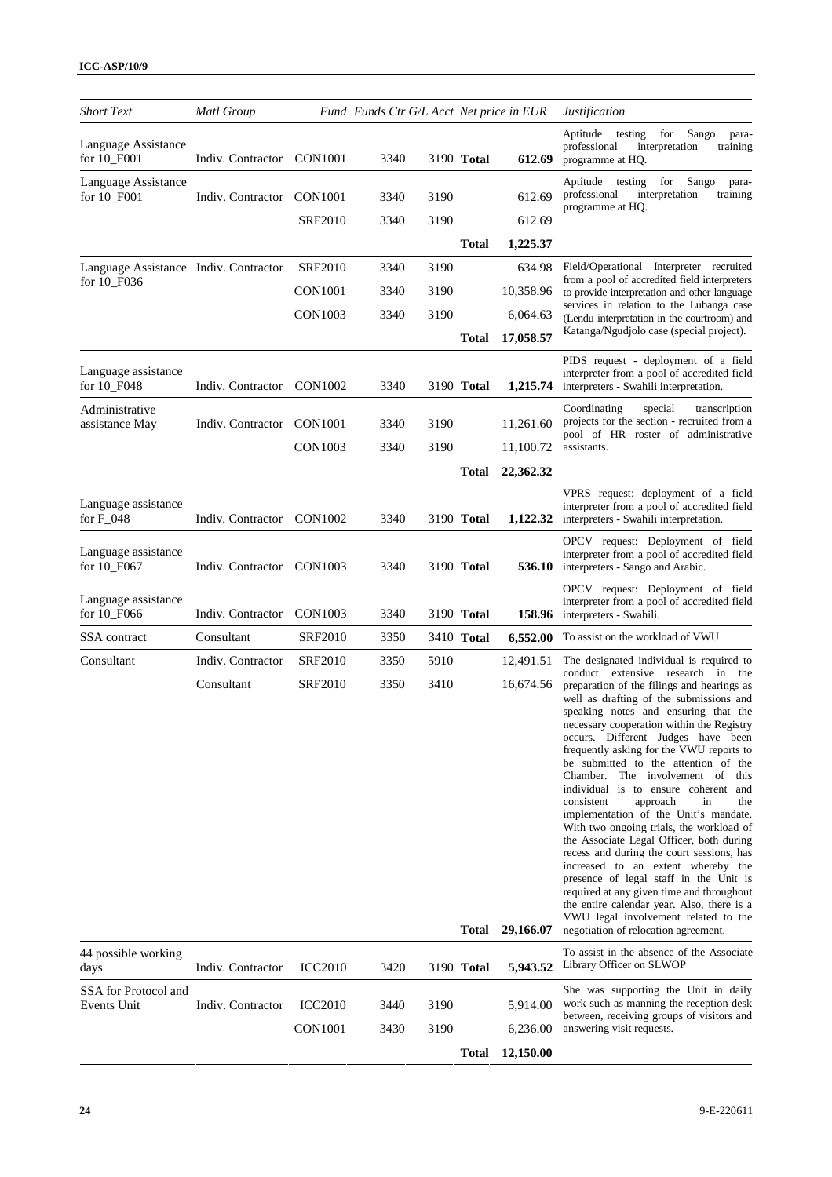| *Short Text* | *Matl Group* | *Fund* | *Funds Ctr* | *G/L Acct* | *Net price in EUR* | | *Justification* |
|---|---|---|---|---|---|---|---|
| Language Assistance for 10_F001 | Indiv. Contractor | CON1001 | 3340 | 3190 | **Total** | **612.69** | Aptitude testing for Sango para-professional interpretation training programme at HQ. |
| Language Assistance for 10_F001 | Indiv. Contractor | CON1001 | 3340 | 3190 | | 612.69 | Aptitude testing for Sango para-professional interpretation training programme at HQ. |
| | | SRF2010 | 3340 | 3190 | | 612.69 | |
| | | | | | **Total** | **1,225.37** | |
| Language Assistance for 10_F036 | Indiv. Contractor | SRF2010 | 3340 | 3190 | | 634.98 | Field/Operational Interpreter recruited from a pool of accredited field interpreters to provide interpretation and other language services in relation to the Lubanga case (Lendu interpretation in the courtroom) and Katanga/Ngudjolo case (special project). |
| | | CON1001 | 3340 | 3190 | | 10,358.96 | |
| | | CON1003 | 3340 | 3190 | | 6,064.63 | |
| | | | | | **Total** | **17,058.57** | |
| Language assistance for 10_F048 | Indiv. Contractor | CON1002 | 3340 | 3190 | **Total** | **1,215.74** | PIDS request - deployment of a field interpreter from a pool of accredited field interpreters - Swahili interpretation. |
| Administrative assistance May | Indiv. Contractor | CON1001 | 3340 | 3190 | | 11,261.60 | Coordinating special transcription projects for the section - recruited from a pool of HR roster of administrative assistants. |
| | | CON1003 | 3340 | 3190 | | 11,100.72 | |
| | | | | | **Total** | **22,362.32** | |
| Language assistance for F_048 | Indiv. Contractor | CON1002 | 3340 | 3190 | **Total** | **1,122.32** | VPRS request: deployment of a field interpreter from a pool of accredited field interpreters - Swahili interpretation. |
| Language assistance for 10_F067 | Indiv. Contractor | CON1003 | 3340 | 3190 | **Total** | **536.10** | OPCV request: Deployment of field interpreter from a pool of accredited field interpreters - Sango and Arabic. |
| Language assistance for 10_F066 | Indiv. Contractor | CON1003 | 3340 | 3190 | **Total** | **158.96** | OPCV request: Deployment of field interpreter from a pool of accredited field interpreters - Swahili. |
| SSA contract | Consultant | SRF2010 | 3350 | 3410 | **Total** | **6,552.00** | To assist on the workload of VWU |
| Consultant | Indiv. Contractor | SRF2010 | 3350 | 5910 | | 12,491.51 | The designated individual is required to conduct extensive research in the preparation of the filings and hearings as well as drafting of the submissions and speaking notes and ensuring that the necessary cooperation within the Registry occurs. Different Judges have been frequently asking for the VWU reports to be submitted to the attention of the Chamber. The involvement of this individual is to ensure coherent and consistent approach in the implementation of the Unit's mandate. With two ongoing trials, the workload of the Associate Legal Officer, both during recess and during the court sessions, has increased to an extent whereby the presence of legal staff in the Unit is required at any given time and throughout the entire calendar year. Also, there is a VWU legal involvement related to the negotiation of relocation agreement. |
| | Consultant | SRF2010 | 3350 | 3410 | | 16,674.56 | |
| | | | | | **Total** | **29,166.07** | |
| 44 possible working days | Indiv. Contractor | ICC2010 | 3420 | 3190 | **Total** | **5,943.52** | To assist in the absence of the Associate Library Officer on SLWOP |
| SSA for Protocol and Events Unit | Indiv. Contractor | ICC2010 | 3440 | 3190 | | 5,914.00 | She was supporting the Unit in daily work such as manning the reception desk between, receiving groups of visitors and answering visit requests. |
| | | CON1001 | 3430 | 3190 | | 6,236.00 | |
| | | | | | **Total** | **12,150.00** | |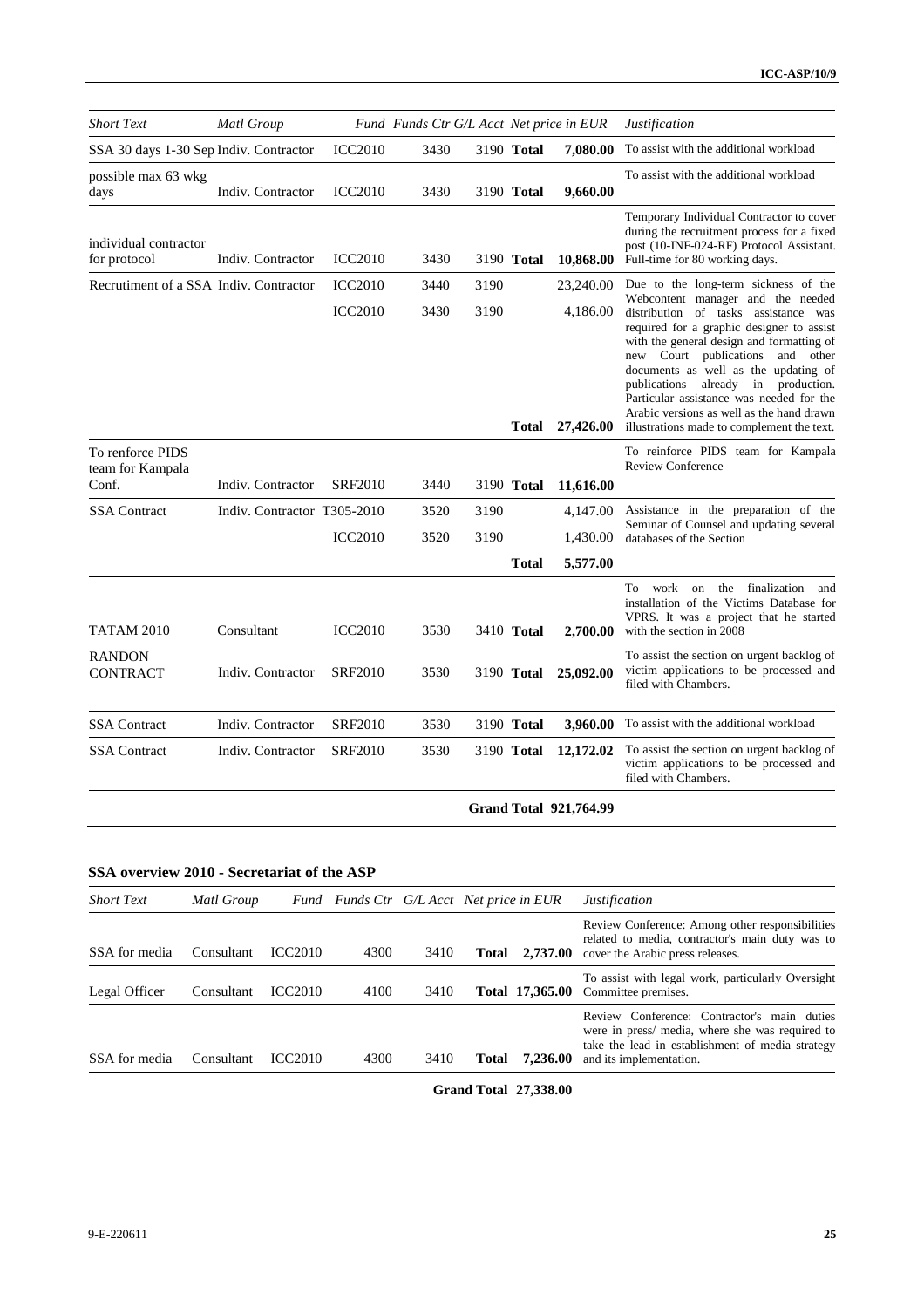| *Short Text* | *Matl Group* | *Fund* | *Funds Ctr* | *G/L Acct* | | *Net price in EUR* | *Justification* |
|---|---|---|---|---|---|---|---|
| SSA 30 days 1-30 Sep | Indiv. Contractor | ICC2010 | 3430 | 3190 | **Total** | **7,080.00** | To assist with the additional workload |
| possible max 63 wkg days | Indiv. Contractor | ICC2010 | 3430 | 3190 | **Total** | **9,660.00** | To assist with the additional workload |
| individual contractor for protocol | Indiv. Contractor | ICC2010 | 3430 | 3190 | **Total** | **10,868.00** | Temporary Individual Contractor to cover during the recruitment process for a fixed post (10-INF-024-RF) Protocol Assistant. Full-time for 80 working days. |
| Recrutiment of a SSA | Indiv. Contractor | ICC2010 | 3440 | 3190 | | 23,240.00 | Due to the long-term sickness of the Webcontent manager and the needed distribution of tasks assistance was required for a graphic designer to assist with the general design and formatting of new Court publications and other documents as well as the updating of publications already in production. Particular assistance was needed for the Arabic versions as well as the hand drawn illustrations made to complement the text. |
| | | ICC2010 | 3430 | 3190 | | 4,186.00 | |
| | | | | | **Total** | **27,426.00** | |
| To renforce PIDS team for Kampala Conf. | Indiv. Contractor | SRF2010 | 3440 | 3190 | **Total** | **11,616.00** | To reinforce PIDS team for Kampala Review Conference |
| SSA Contract | Indiv. Contractor | T305-2010 | 3520 | 3190 | | 4,147.00 | Assistance in the preparation of the Seminar of Counsel and updating several databases of the Section |
| | | ICC2010 | 3520 | 3190 | | 1,430.00 | |
| | | | | | **Total** | **5,577.00** | |
| TATAM 2010 | Consultant | ICC2010 | 3530 | 3410 | **Total** | **2,700.00** | To work on the finalization and installation of the Victims Database for VPRS. It was a project that he started with the section in 2008 |
| RANDON CONTRACT | Indiv. Contractor | SRF2010 | 3530 | 3190 | **Total** | **25,092.00** | To assist the section on urgent backlog of victim applications to be processed and filed with Chambers. |
| SSA Contract | Indiv. Contractor | SRF2010 | 3530 | 3190 | **Total** | **3,960.00** | To assist with the additional workload |
| SSA Contract | Indiv. Contractor | SRF2010 | 3530 | 3190 | **Total** | **12,172.02** | To assist the section on urgent backlog of victim applications to be processed and filed with Chambers. |
| | | | | | **Grand Total** | **921,764.99** | |

### SSA overview 2010 - Secretariat of the ASP

| *Short Text* | *Matl Group* | *Fund* | *Funds Ctr* | *G/L Acct* | | *Net price in EUR* | *Justification* |
|---|---|---|---|---|---|---|---|
| SSA for media | Consultant | ICC2010 | 4300 | 3410 | **Total** | **2,737.00** | Review Conference: Among other responsibilities related to media, contractor's main duty was to cover the Arabic press releases. |
| Legal Officer | Consultant | ICC2010 | 4100 | 3410 | **Total** | **17,365.00** | To assist with legal work, particularly Oversight Committee premises. |
| SSA for media | Consultant | ICC2010 | 4300 | 3410 | **Total** | **7,236.00** | Review Conference: Contractor's main duties were in press/ media, where she was required to take the lead in establishment of media strategy and its implementation. |
| | | | | | **Grand Total** | **27,338.00** | |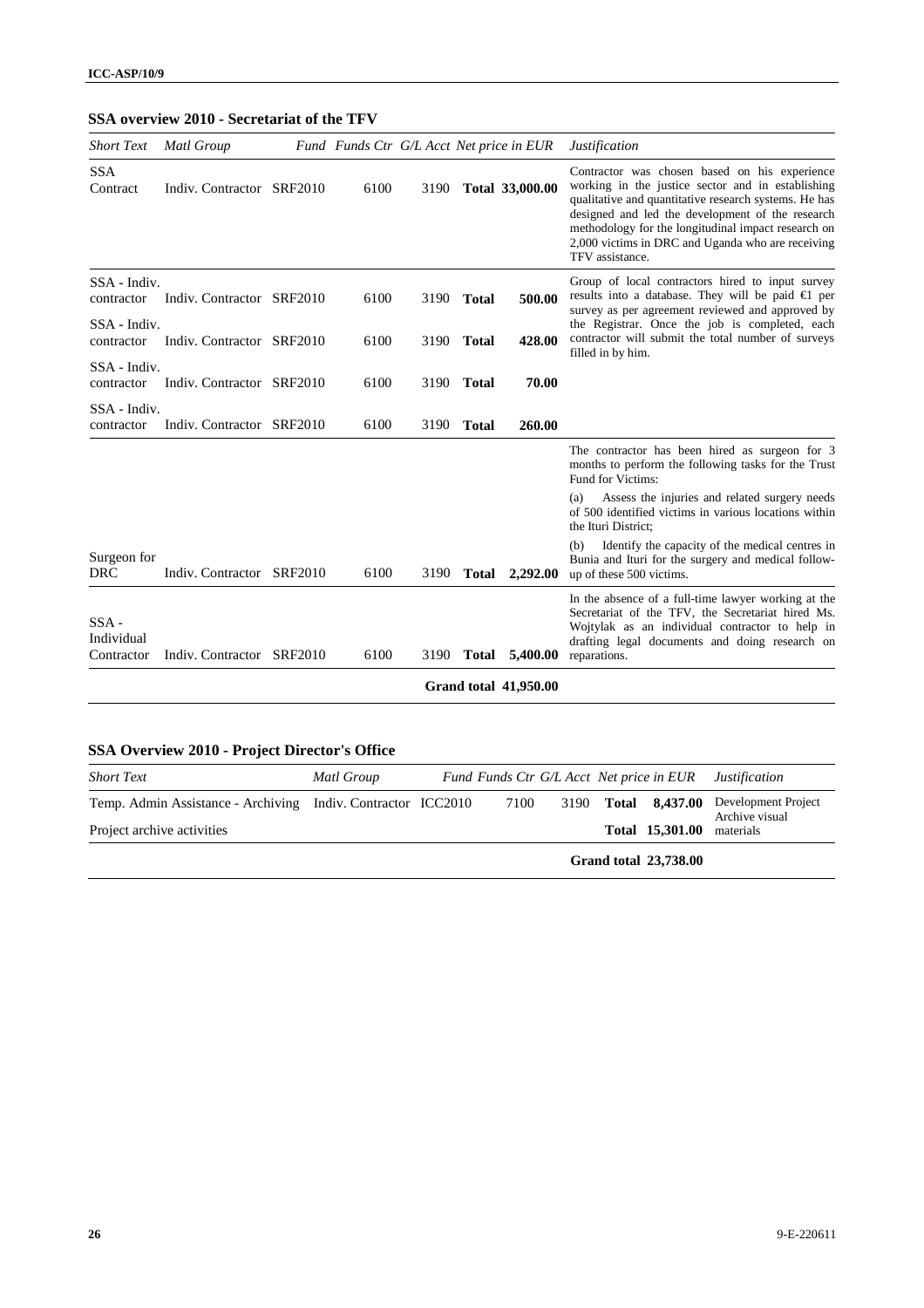**SSA overview 2010 - Secretariat of the TFV**

| *Short Text* | *Matl Group* | *Fund* | *Funds Ctr* | *G/L Acct* | *Net price in EUR* | | *Justification* |
|---|---|---|---|---|---|---|---|
| SSA Contract | Indiv. Contractor | SRF2010 | 6100 | 3190 | **Total** | **33,000.00** | Contractor was chosen based on his experience working in the justice sector and in establishing qualitative and quantitative research systems. He has designed and led the development of the research methodology for the longitudinal impact research on 2,000 victims in DRC and Uganda who are receiving TFV assistance. |
| SSA - Indiv. contractor | Indiv. Contractor | SRF2010 | 6100 | 3190 | **Total** | **500.00** | Group of local contractors hired to input survey results into a database. They will be paid €1 per survey as per agreement reviewed and approved by the Registrar. Once the job is completed, each contractor will submit the total number of surveys filled in by him. |
| SSA - Indiv. contractor | Indiv. Contractor | SRF2010 | 6100 | 3190 | **Total** | **428.00** | |
| SSA - Indiv. contractor | Indiv. Contractor | SRF2010 | 6100 | 3190 | **Total** | **70.00** | |
| SSA - Indiv. contractor | Indiv. Contractor | SRF2010 | 6100 | 3190 | **Total** | **260.00** | |
| Surgeon for DRC | Indiv. Contractor | SRF2010 | 6100 | 3190 | **Total** | **2,292.00** | The contractor has been hired as surgeon for 3 months to perform the following tasks for the Trust Fund for Victims: (a) Assess the injuries and related surgery needs of 500 identified victims in various locations within the Ituri District; (b) Identify the capacity of the medical centres in Bunia and Ituri for the surgery and medical follow-up of these 500 victims. |
| SSA - Individual Contractor | Indiv. Contractor | SRF2010 | 6100 | 3190 | **Total** | **5,400.00** | In the absence of a full-time lawyer working at the Secretariat of the TFV, the Secretariat hired Ms. Wojtylak as an individual contractor to help in drafting legal documents and doing research on reparations. |
| | | | | | **Grand total** | **41,950.00** | |

**SSA Overview 2010 - Project Director's Office**

| *Short Text* | *Matl Group* | *Fund* | *Funds Ctr* | *G/L Acct* | *Net price in EUR* | | *Justification* |
|---|---|---|---|---|---|---|---|
| Temp. Admin Assistance - Archiving | Indiv. Contractor | ICC2010 | 7100 | 3190 | **Total** | **8,437.00** | Development Project |
| Project archive activities | | | | | **Total** | **15,301.00** | Archive visual materials |
| | | | | | **Grand total** | **23,738.00** | |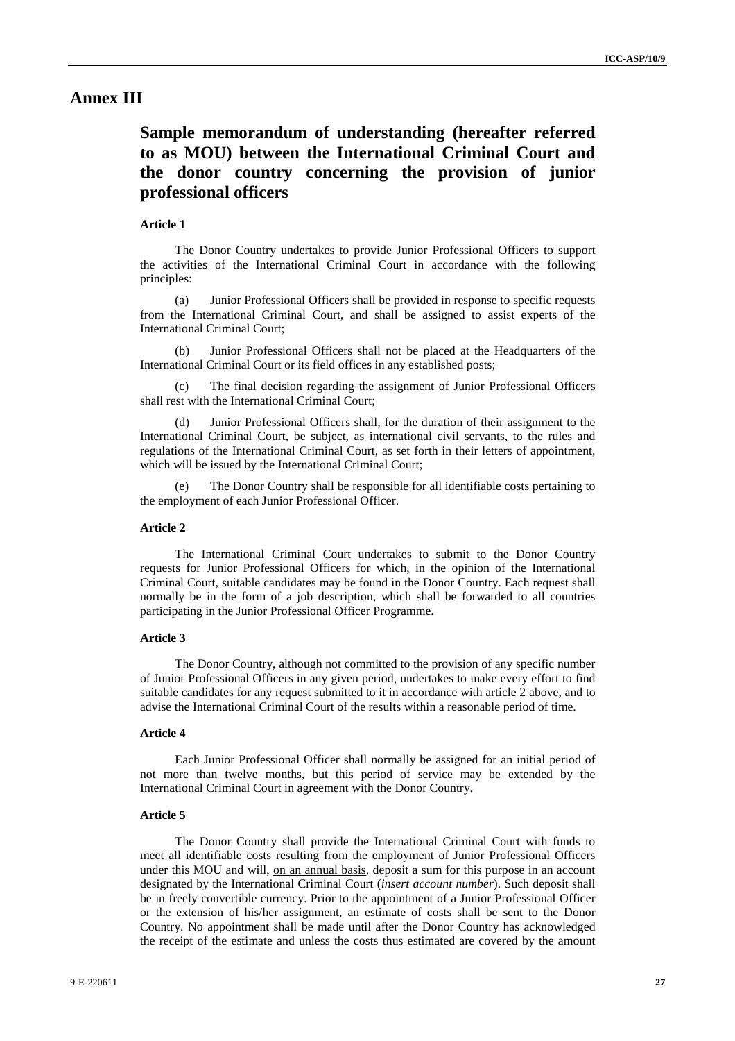# Annex III

## Sample memorandum of understanding (hereafter referred to as MOU) between the International Criminal Court and the donor country concerning the provision of junior professional officers

### Article 1

The Donor Country undertakes to provide Junior Professional Officers to support the activities of the International Criminal Court in accordance with the following principles:

(a) Junior Professional Officers shall be provided in response to specific requests from the International Criminal Court, and shall be assigned to assist experts of the International Criminal Court;

(b) Junior Professional Officers shall not be placed at the Headquarters of the International Criminal Court or its field offices in any established posts;

(c) The final decision regarding the assignment of Junior Professional Officers shall rest with the International Criminal Court;

(d) Junior Professional Officers shall, for the duration of their assignment to the International Criminal Court, be subject, as international civil servants, to the rules and regulations of the International Criminal Court, as set forth in their letters of appointment, which will be issued by the International Criminal Court;

(e) The Donor Country shall be responsible for all identifiable costs pertaining to the employment of each Junior Professional Officer.

### Article 2

The International Criminal Court undertakes to submit to the Donor Country requests for Junior Professional Officers for which, in the opinion of the International Criminal Court, suitable candidates may be found in the Donor Country. Each request shall normally be in the form of a job description, which shall be forwarded to all countries participating in the Junior Professional Officer Programme.

### Article 3

The Donor Country, although not committed to the provision of any specific number of Junior Professional Officers in any given period, undertakes to make every effort to find suitable candidates for any request submitted to it in accordance with article 2 above, and to advise the International Criminal Court of the results within a reasonable period of time.

### Article 4

Each Junior Professional Officer shall normally be assigned for an initial period of not more than twelve months, but this period of service may be extended by the International Criminal Court in agreement with the Donor Country.

### Article 5

The Donor Country shall provide the International Criminal Court with funds to meet all identifiable costs resulting from the employment of Junior Professional Officers under this MOU and will, <u>on an annual basis</u>, deposit a sum for this purpose in an account designated by the International Criminal Court (*insert account number*). Such deposit shall be in freely convertible currency. Prior to the appointment of a Junior Professional Officer or the extension of his/her assignment, an estimate of costs shall be sent to the Donor Country. No appointment shall be made until after the Donor Country has acknowledged the receipt of the estimate and unless the costs thus estimated are covered by the amount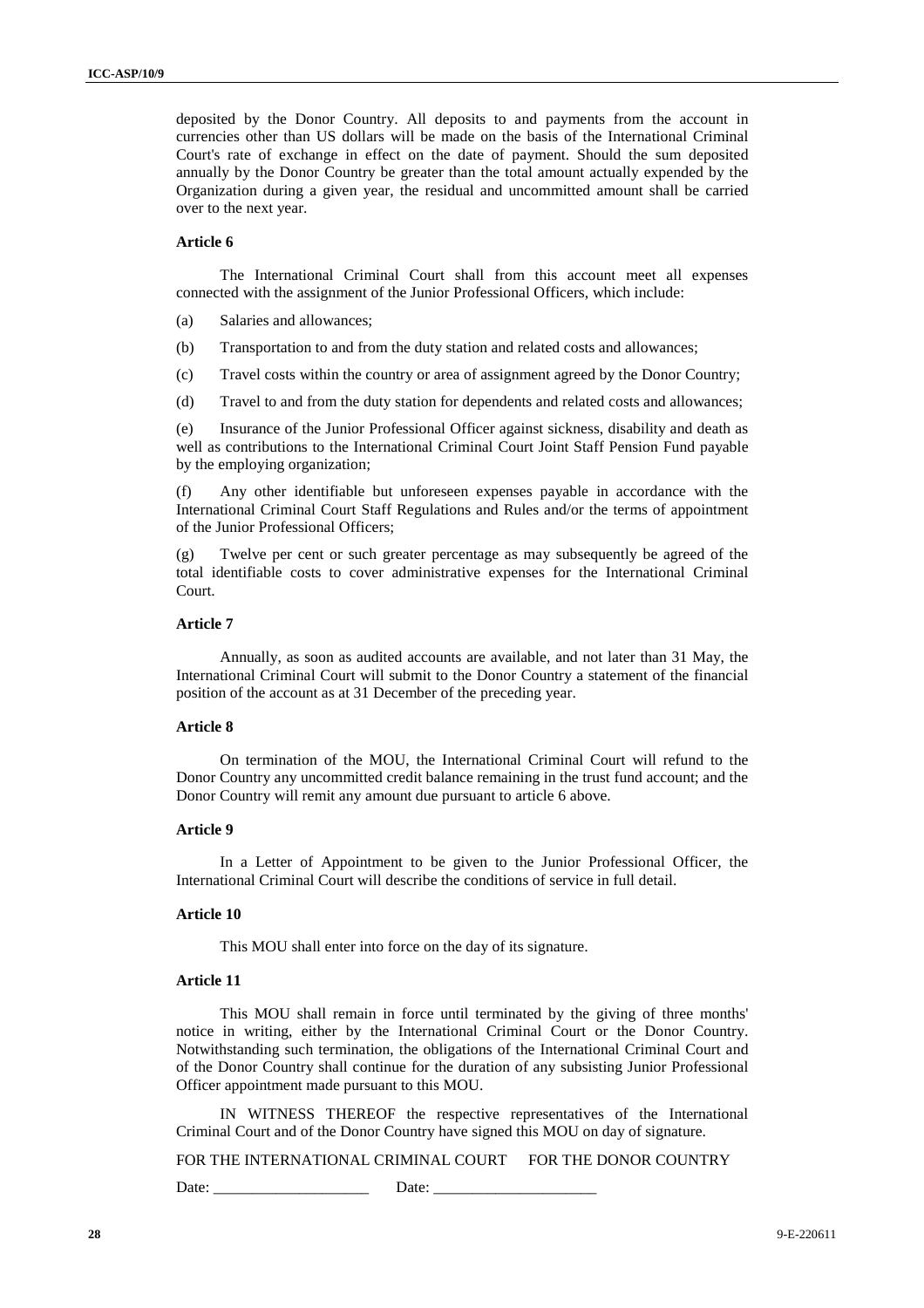deposited by the Donor Country. All deposits to and payments from the account in currencies other than US dollars will be made on the basis of the International Criminal Court's rate of exchange in effect on the date of payment. Should the sum deposited annually by the Donor Country be greater than the total amount actually expended by the Organization during a given year, the residual and uncommitted amount shall be carried over to the next year.

#### Article 6

The International Criminal Court shall from this account meet all expenses connected with the assignment of the Junior Professional Officers, which include:

(a) Salaries and allowances;

(b) Transportation to and from the duty station and related costs and allowances;

(c) Travel costs within the country or area of assignment agreed by the Donor Country;

(d) Travel to and from the duty station for dependents and related costs and allowances;

(e) Insurance of the Junior Professional Officer against sickness, disability and death as well as contributions to the International Criminal Court Joint Staff Pension Fund payable by the employing organization;

(f) Any other identifiable but unforeseen expenses payable in accordance with the International Criminal Court Staff Regulations and Rules and/or the terms of appointment of the Junior Professional Officers;

(g) Twelve per cent or such greater percentage as may subsequently be agreed of the total identifiable costs to cover administrative expenses for the International Criminal Court.

#### Article 7

Annually, as soon as audited accounts are available, and not later than 31 May, the International Criminal Court will submit to the Donor Country a statement of the financial position of the account as at 31 December of the preceding year.

#### Article 8

On termination of the MOU, the International Criminal Court will refund to the Donor Country any uncommitted credit balance remaining in the trust fund account; and the Donor Country will remit any amount due pursuant to article 6 above.

#### Article 9

In a Letter of Appointment to be given to the Junior Professional Officer, the International Criminal Court will describe the conditions of service in full detail.

#### Article 10

This MOU shall enter into force on the day of its signature.

#### Article 11

This MOU shall remain in force until terminated by the giving of three months' notice in writing, either by the International Criminal Court or the Donor Country. Notwithstanding such termination, the obligations of the International Criminal Court and of the Donor Country shall continue for the duration of any subsisting Junior Professional Officer appointment made pursuant to this MOU.

IN WITNESS THEREOF the respective representatives of the International Criminal Court and of the Donor Country have signed this MOU on day of signature.

FOR THE INTERNATIONAL CRIMINAL COURT FOR THE DONOR COUNTRY

Date: ____________________ Date: _____________________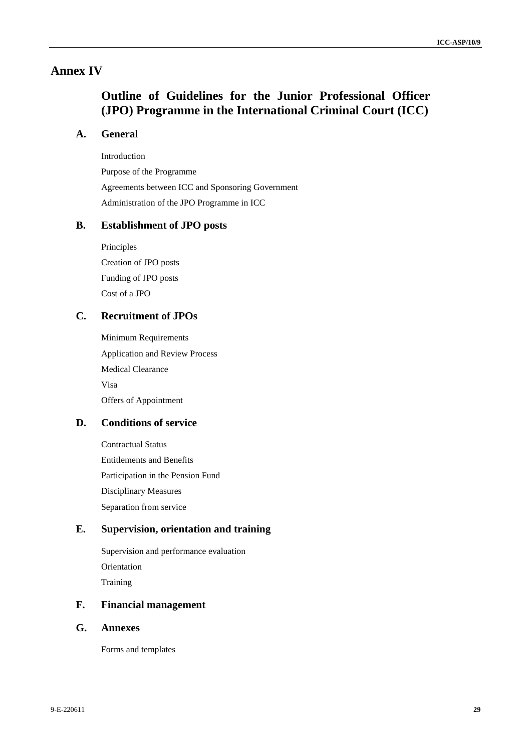# Annex IV

## Outline of Guidelines for the Junior Professional Officer (JPO) Programme in the International Criminal Court (ICC)

### A. General

Introduction

Purpose of the Programme

Agreements between ICC and Sponsoring Government

Administration of the JPO Programme in ICC

### B. Establishment of JPO posts

Principles

Creation of JPO posts

Funding of JPO posts

Cost of a JPO

### C. Recruitment of JPOs

Minimum Requirements

Application and Review Process

Medical Clearance

Visa

Offers of Appointment

### D. Conditions of service

Contractual Status

Entitlements and Benefits

Participation in the Pension Fund

Disciplinary Measures

Separation from service

### E. Supervision, orientation and training

Supervision and performance evaluation

Orientation

Training

### F. Financial management

### G. Annexes

Forms and templates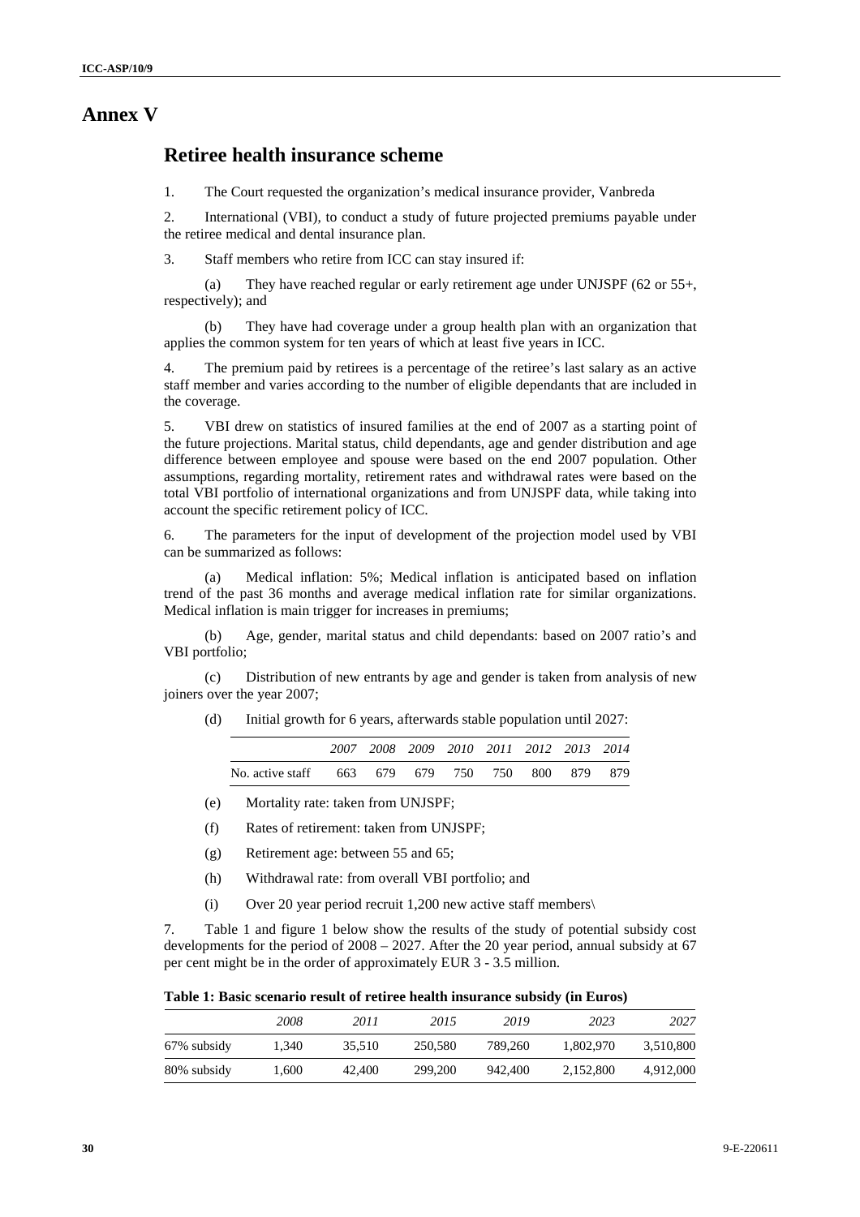# Annex V

## Retiree health insurance scheme

1. The Court requested the organization's medical insurance provider, Vanbreda

2. International (VBI), to conduct a study of future projected premiums payable under the retiree medical and dental insurance plan.

3. Staff members who retire from ICC can stay insured if:

(a) They have reached regular or early retirement age under UNJSPF (62 or 55+, respectively); and

(b) They have had coverage under a group health plan with an organization that applies the common system for ten years of which at least five years in ICC.

4. The premium paid by retirees is a percentage of the retiree's last salary as an active staff member and varies according to the number of eligible dependants that are included in the coverage.

5. VBI drew on statistics of insured families at the end of 2007 as a starting point of the future projections. Marital status, child dependants, age and gender distribution and age difference between employee and spouse were based on the end 2007 population. Other assumptions, regarding mortality, retirement rates and withdrawal rates were based on the total VBI portfolio of international organizations and from UNJSPF data, while taking into account the specific retirement policy of ICC.

6. The parameters for the input of development of the projection model used by VBI can be summarized as follows:

(a) Medical inflation: 5%; Medical inflation is anticipated based on inflation trend of the past 36 months and average medical inflation rate for similar organizations. Medical inflation is main trigger for increases in premiums;

(b) Age, gender, marital status and child dependants: based on 2007 ratio's and VBI portfolio;

(c) Distribution of new entrants by age and gender is taken from analysis of new joiners over the year 2007;

(d) Initial growth for 6 years, afterwards stable population until 2027:

| | *2007* | *2008* | *2009* | *2010* | *2011* | *2012* | *2013* | *2014* |
|---|---|---|---|---|---|---|---|---|
| No. active staff | 663 | 679 | 679 | 750 | 750 | 800 | 879 | 879 |

(e) Mortality rate: taken from UNJSPF;

(f) Rates of retirement: taken from UNJSPF;

(g) Retirement age: between 55 and 65;

(h) Withdrawal rate: from overall VBI portfolio; and

(i) Over 20 year period recruit 1,200 new active staff members\

7. Table 1 and figure 1 below show the results of the study of potential subsidy cost developments for the period of 2008 – 2027. After the 20 year period, annual subsidy at 67 per cent might be in the order of approximately EUR 3 - 3.5 million.

**Table 1: Basic scenario result of retiree health insurance subsidy (in Euros)**

| | *2008* | *2011* | *2015* | *2019* | *2023* | *2027* |
|---|---|---|---|---|---|---|
| 67% subsidy | 1,340 | 35,510 | 250,580 | 789,260 | 1,802,970 | 3,510,800 |
| 80% subsidy | 1,600 | 42,400 | 299,200 | 942,400 | 2,152,800 | 4,912,000 |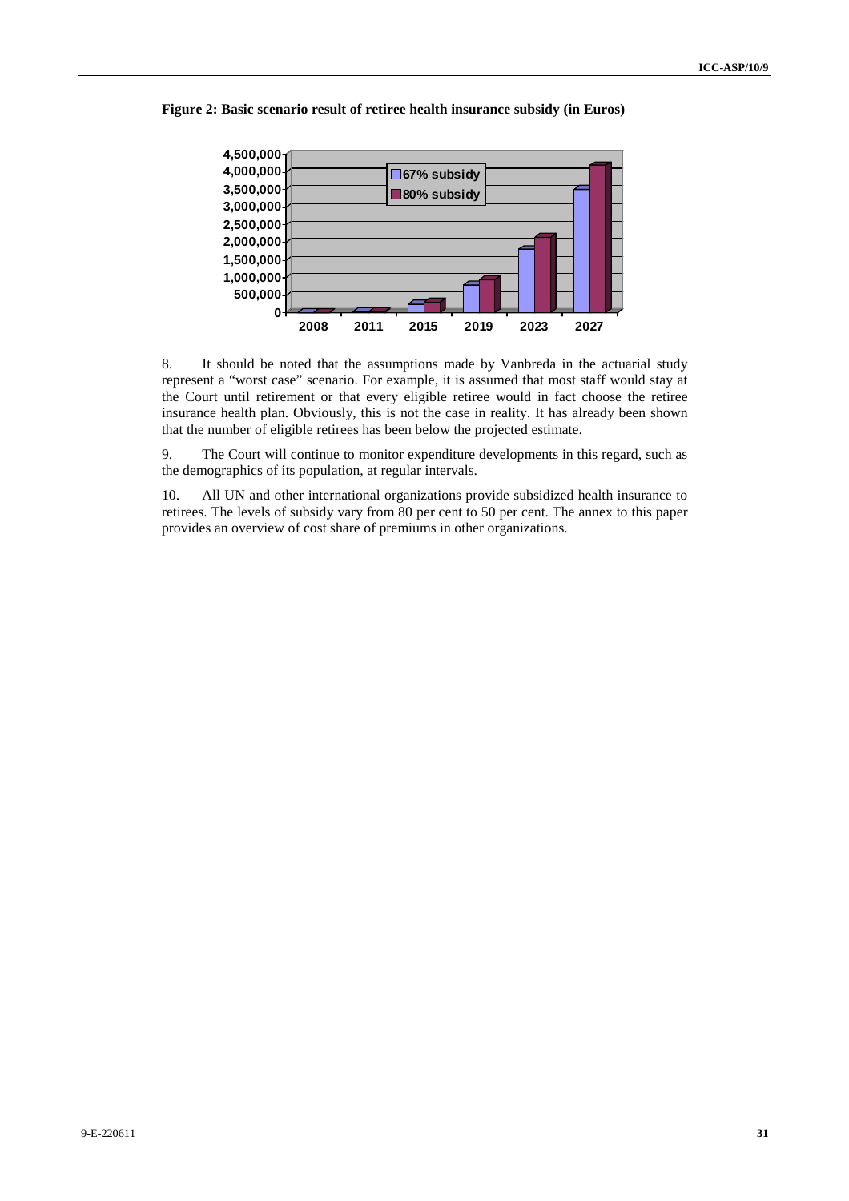**Figure 2: Basic scenario result of retiree health insurance subsidy (in Euros)**

8. It should be noted that the assumptions made by Vanbreda in the actuarial study represent a "worst case" scenario. For example, it is assumed that most staff would stay at the Court until retirement or that every eligible retiree would in fact choose the retiree insurance health plan. Obviously, this is not the case in reality. It has already been shown that the number of eligible retirees has been below the projected estimate.

9. The Court will continue to monitor expenditure developments in this regard, such as the demographics of its population, at regular intervals.

10. All UN and other international organizations provide subsidized health insurance to retirees. The levels of subsidy vary from 80 per cent to 50 per cent. The annex to this paper provides an overview of cost share of premiums in other organizations.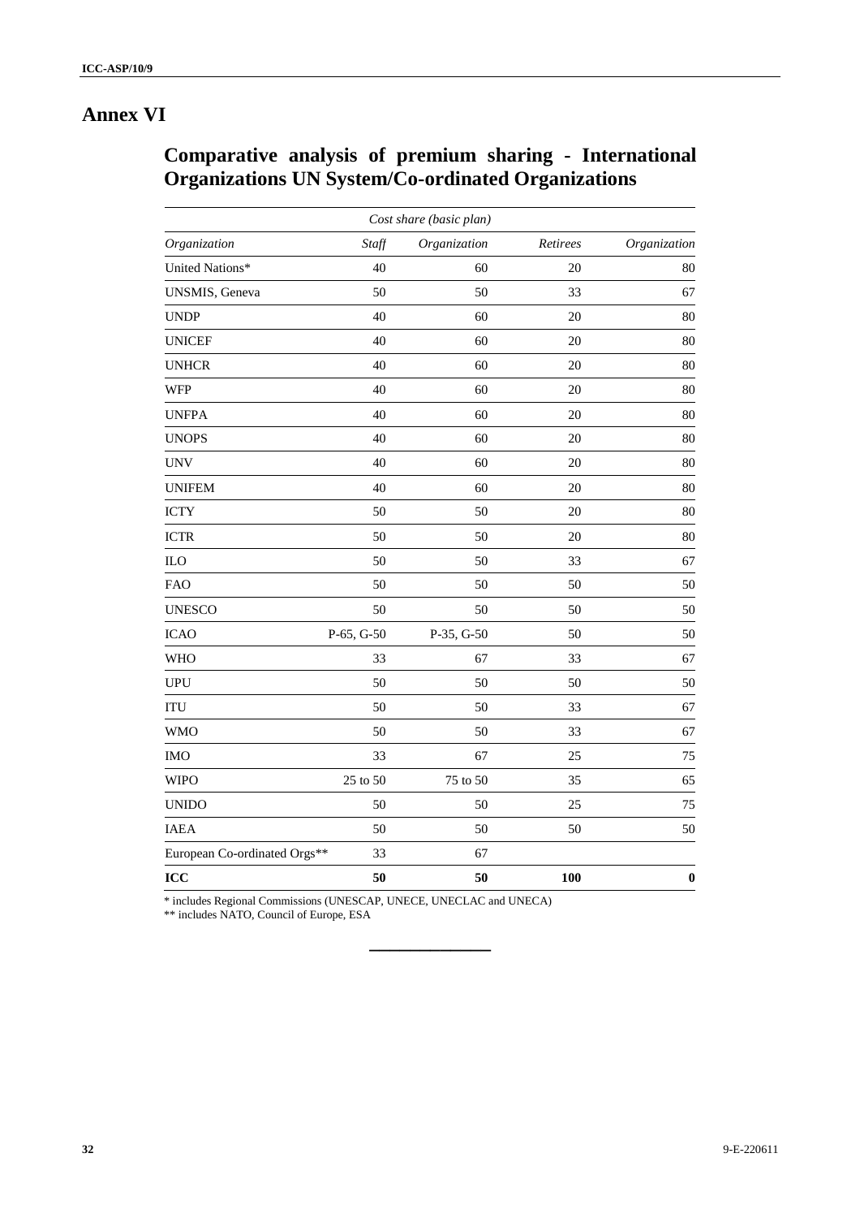# Annex VI

## Comparative analysis of premium sharing - International Organizations UN System/Co-ordinated Organizations

| | *Cost share (basic plan)* | | | |
|---|---|---|---|---|
| *Organization* | *Staff* | *Organization* | *Retirees* | *Organization* |
| United Nations* | 40 | 60 | 20 | 80 |
| UNSMIS, Geneva | 50 | 50 | 33 | 67 |
| UNDP | 40 | 60 | 20 | 80 |
| UNICEF | 40 | 60 | 20 | 80 |
| UNHCR | 40 | 60 | 20 | 80 |
| WFP | 40 | 60 | 20 | 80 |
| UNFPA | 40 | 60 | 20 | 80 |
| UNOPS | 40 | 60 | 20 | 80 |
| UNV | 40 | 60 | 20 | 80 |
| UNIFEM | 40 | 60 | 20 | 80 |
| ICTY | 50 | 50 | 20 | 80 |
| ICTR | 50 | 50 | 20 | 80 |
| ILO | 50 | 50 | 33 | 67 |
| FAO | 50 | 50 | 50 | 50 |
| UNESCO | 50 | 50 | 50 | 50 |
| ICAO | P-65, G-50 | P-35, G-50 | 50 | 50 |
| WHO | 33 | 67 | 33 | 67 |
| UPU | 50 | 50 | 50 | 50 |
| ITU | 50 | 50 | 33 | 67 |
| WMO | 50 | 50 | 33 | 67 |
| IMO | 33 | 67 | 25 | 75 |
| WIPO | 25 to 50 | 75 to 50 | 35 | 65 |
| UNIDO | 50 | 50 | 25 | 75 |
| IAEA | 50 | 50 | 50 | 50 |
| European Co-ordinated Orgs** | 33 | 67 | | |
| **ICC** | **50** | **50** | **100** | **0** |

\* includes Regional Commissions (UNESCAP, UNECE, UNECLAC and UNECA)

\*\* includes NATO, Council of Europe, ESA